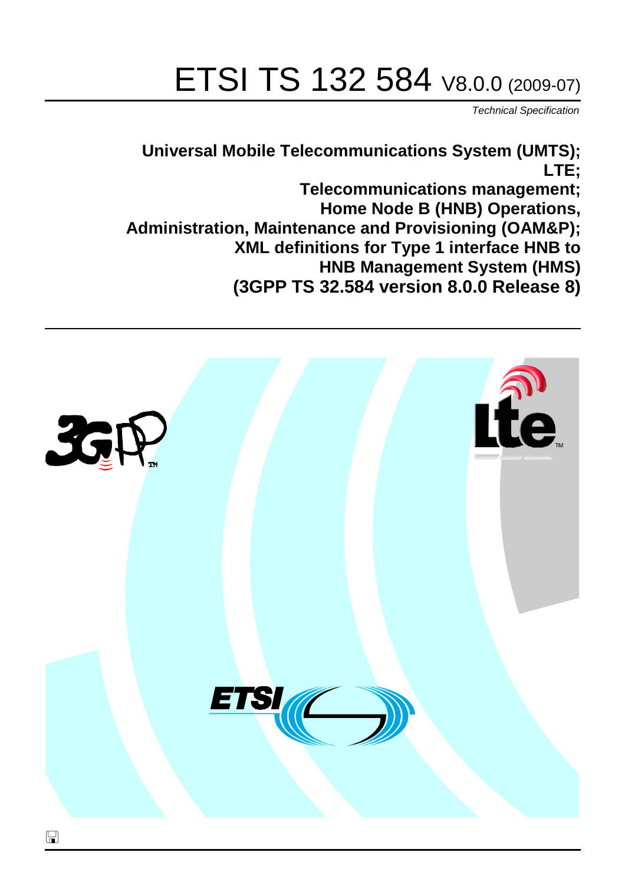# ETSI TS 132 584 V8.0.0 (2009-07)

*Technical Specification*

**Universal Mobile Telecommunications System (UMTS);**
**LTE;**
**Telecommunications management;**
**Home Node B (HNB) Operations,**
**Administration, Maintenance and Provisioning (OAM&P);**
**XML definitions for Type 1 interface HNB to**
**HNB Management System (HMS)**
**(3GPP TS 32.584 version 8.0.0 Release 8)**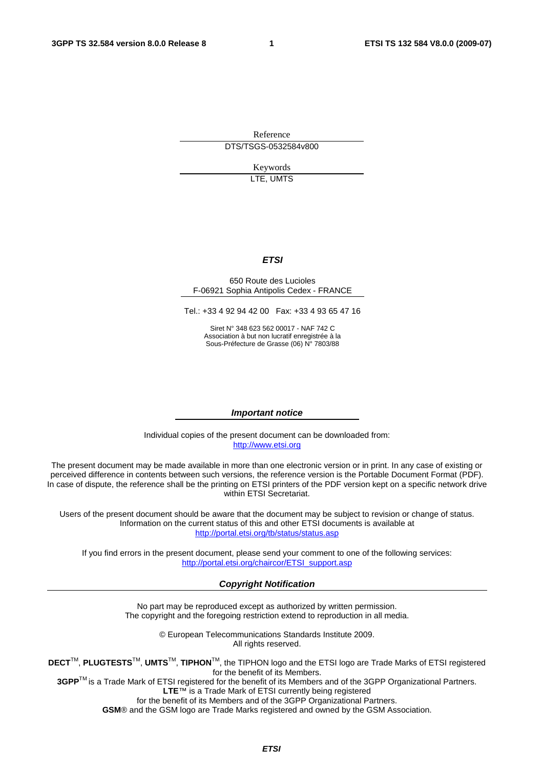Reference

DTS/TSGS-0532584v800

Keywords

LTE, UMTS

***ETSI***

650 Route des Lucioles
F-06921 Sophia Antipolis Cedex - FRANCE

Tel.: +33 4 92 94 42 00 Fax: +33 4 93 65 47 16

Siret N° 348 623 562 00017 - NAF 742 C
Association à but non lucratif enregistrée à la
Sous-Préfecture de Grasse (06) N° 7803/88

***Important notice***

Individual copies of the present document can be downloaded from:
http://www.etsi.org

The present document may be made available in more than one electronic version or in print. In any case of existing or perceived difference in contents between such versions, the reference version is the Portable Document Format (PDF). In case of dispute, the reference shall be the printing on ETSI printers of the PDF version kept on a specific network drive within ETSI Secretariat.

Users of the present document should be aware that the document may be subject to revision or change of status. Information on the current status of this and other ETSI documents is available at
http://portal.etsi.org/tb/status/status.asp

If you find errors in the present document, please send your comment to one of the following services:
http://portal.etsi.org/chaircor/ETSI_support.asp

***Copyright Notification***

No part may be reproduced except as authorized by written permission.
The copyright and the foregoing restriction extend to reproduction in all media.

© European Telecommunications Standards Institute 2009.
All rights reserved.

**DECT**™, **PLUGTESTS**™, **UMTS**™, **TIPHON**™, the TIPHON logo and the ETSI logo are Trade Marks of ETSI registered for the benefit of its Members.
**3GPP**™ is a Trade Mark of ETSI registered for the benefit of its Members and of the 3GPP Organizational Partners.
**LTE**™ is a Trade Mark of ETSI currently being registered
for the benefit of its Members and of the 3GPP Organizational Partners.
**GSM**® and the GSM logo are Trade Marks registered and owned by the GSM Association.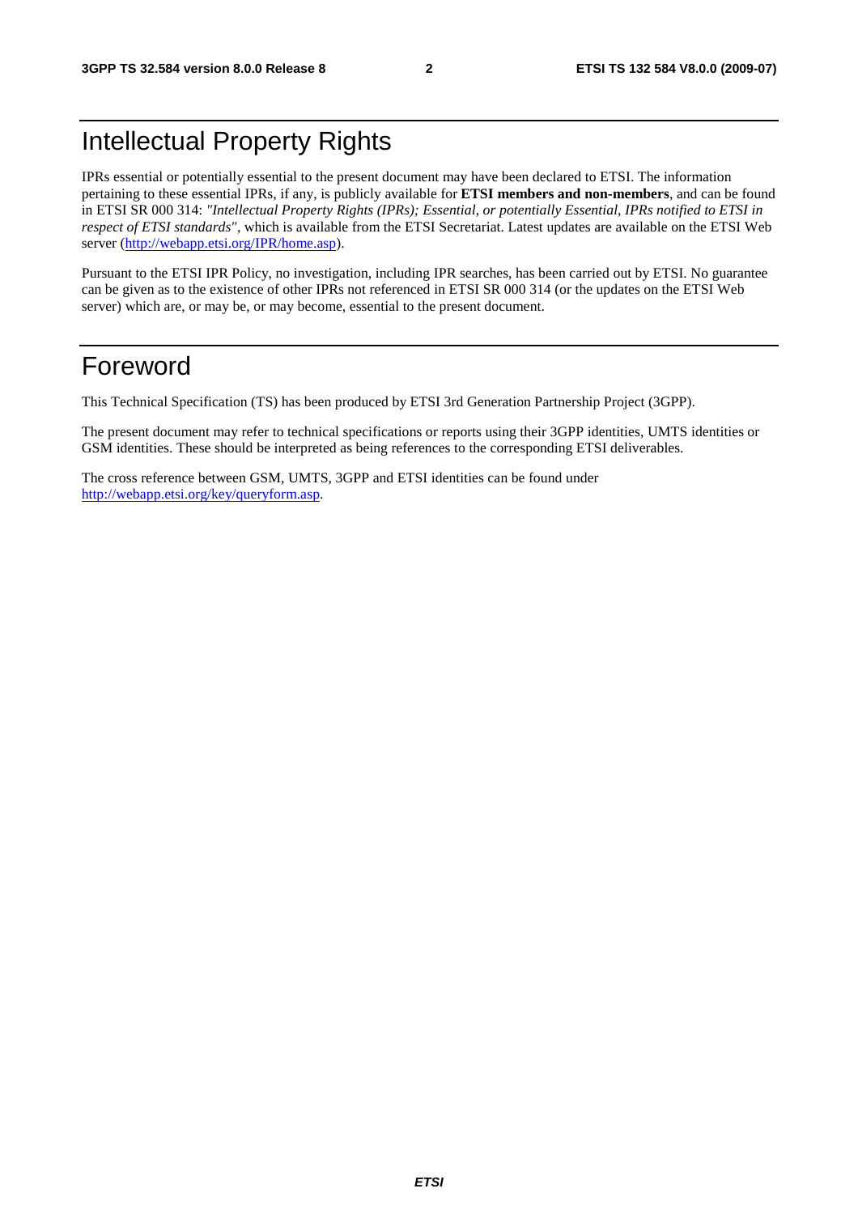# Intellectual Property Rights

IPRs essential or potentially essential to the present document may have been declared to ETSI. The information pertaining to these essential IPRs, if any, is publicly available for **ETSI members and non-members**, and can be found in ETSI SR 000 314: *"Intellectual Property Rights (IPRs); Essential, or potentially Essential, IPRs notified to ETSI in respect of ETSI standards"*, which is available from the ETSI Secretariat. Latest updates are available on the ETSI Web server (http://webapp.etsi.org/IPR/home.asp).

Pursuant to the ETSI IPR Policy, no investigation, including IPR searches, has been carried out by ETSI. No guarantee can be given as to the existence of other IPRs not referenced in ETSI SR 000 314 (or the updates on the ETSI Web server) which are, or may be, or may become, essential to the present document.

# Foreword

This Technical Specification (TS) has been produced by ETSI 3rd Generation Partnership Project (3GPP).

The present document may refer to technical specifications or reports using their 3GPP identities, UMTS identities or GSM identities. These should be interpreted as being references to the corresponding ETSI deliverables.

The cross reference between GSM, UMTS, 3GPP and ETSI identities can be found under http://webapp.etsi.org/key/queryform.asp.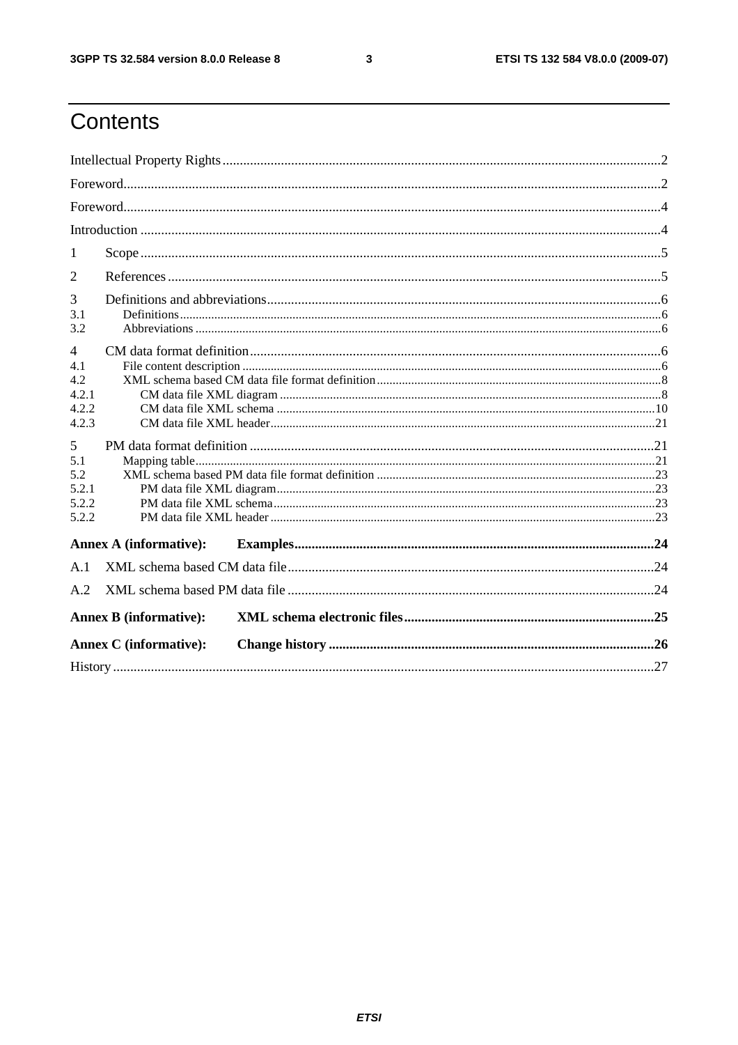# Contents

Intellectual Property Rights ..... 2

Foreword ..... 2

Foreword ..... 4

Introduction ..... 4

1 Scope ..... 5

2 References ..... 5

3 Definitions and abbreviations ..... 6
- 3.1 Definitions ..... 6
- 3.2 Abbreviations ..... 6

4 CM data format definition ..... 6
- 4.1 File content description ..... 6
- 4.2 XML schema based CM data file format definition ..... 8
  - 4.2.1 CM data file XML diagram ..... 8
  - 4.2.2 CM data file XML schema ..... 10
  - 4.2.3 CM data file XML header ..... 21

5 PM data format definition ..... 21
- 5.1 Mapping table ..... 21
- 5.2 XML schema based PM data file format definition ..... 23
  - 5.2.1 PM data file XML diagram ..... 23
  - 5.2.2 PM data file XML schema ..... 23
  - 5.2.2 PM data file XML header ..... 23

**Annex A (informative): Examples ..... 24**

A.1 XML schema based CM data file ..... 24

A.2 XML schema based PM data file ..... 24

**Annex B (informative): XML schema electronic files ..... 25**

**Annex C (informative): Change history ..... 26**

History ..... 27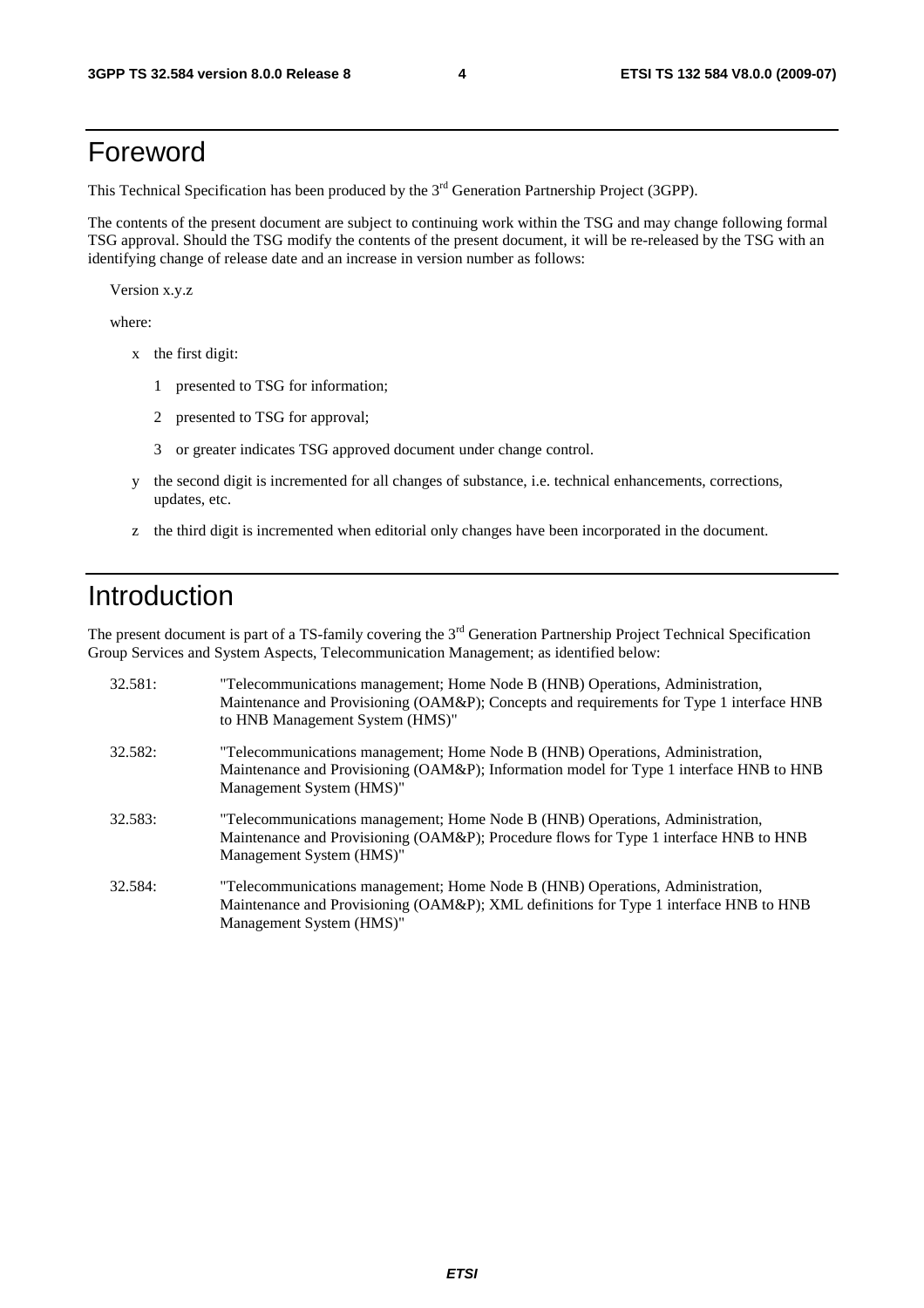# Foreword

This Technical Specification has been produced by the 3rd Generation Partnership Project (3GPP).

The contents of the present document are subject to continuing work within the TSG and may change following formal TSG approval. Should the TSG modify the contents of the present document, it will be re-released by the TSG with an identifying change of release date and an increase in version number as follows:

Version x.y.z

where:

- x the first digit:
  - 1 presented to TSG for information;
  - 2 presented to TSG for approval;
  - 3 or greater indicates TSG approved document under change control.
- y the second digit is incremented for all changes of substance, i.e. technical enhancements, corrections, updates, etc.
- z the third digit is incremented when editorial only changes have been incorporated in the document.

# Introduction

The present document is part of a TS-family covering the 3rd Generation Partnership Project Technical Specification Group Services and System Aspects, Telecommunication Management; as identified below:

| | |
|---|---|
| 32.581: | "Telecommunications management; Home Node B (HNB) Operations, Administration, Maintenance and Provisioning (OAM&P); Concepts and requirements for Type 1 interface HNB to HNB Management System (HMS)" |
| 32.582: | "Telecommunications management; Home Node B (HNB) Operations, Administration, Maintenance and Provisioning (OAM&P); Information model for Type 1 interface HNB to HNB Management System (HMS)" |
| 32.583: | "Telecommunications management; Home Node B (HNB) Operations, Administration, Maintenance and Provisioning (OAM&P); Procedure flows for Type 1 interface HNB to HNB Management System (HMS)" |
| 32.584: | "Telecommunications management; Home Node B (HNB) Operations, Administration, Maintenance and Provisioning (OAM&P); XML definitions for Type 1 interface HNB to HNB Management System (HMS)" |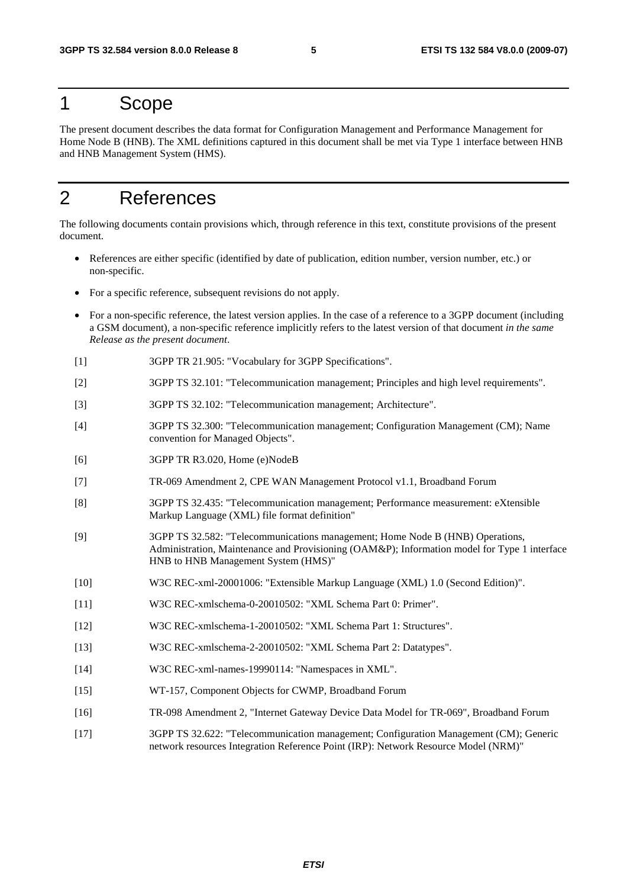# 1 Scope

The present document describes the data format for Configuration Management and Performance Management for Home Node B (HNB). The XML definitions captured in this document shall be met via Type 1 interface between HNB and HNB Management System (HMS).

# 2 References

The following documents contain provisions which, through reference in this text, constitute provisions of the present document.

- References are either specific (identified by date of publication, edition number, version number, etc.) or non-specific.
- For a specific reference, subsequent revisions do not apply.
- For a non-specific reference, the latest version applies. In the case of a reference to a 3GPP document (including a GSM document), a non-specific reference implicitly refers to the latest version of that document *in the same Release as the present document*.

[1] 3GPP TR 21.905: "Vocabulary for 3GPP Specifications".

[2] 3GPP TS 32.101: "Telecommunication management; Principles and high level requirements".

[3] 3GPP TS 32.102: "Telecommunication management; Architecture".

[4] 3GPP TS 32.300: "Telecommunication management; Configuration Management (CM); Name convention for Managed Objects".

[6] 3GPP TR R3.020, Home (e)NodeB

[7] TR-069 Amendment 2, CPE WAN Management Protocol v1.1, Broadband Forum

[8] 3GPP TS 32.435: "Telecommunication management; Performance measurement: eXtensible Markup Language (XML) file format definition"

[9] 3GPP TS 32.582: "Telecommunications management; Home Node B (HNB) Operations, Administration, Maintenance and Provisioning (OAM&P); Information model for Type 1 interface HNB to HNB Management System (HMS)"

[10] W3C REC-xml-20001006: "Extensible Markup Language (XML) 1.0 (Second Edition)".

[11] W3C REC-xmlschema-0-20010502: "XML Schema Part 0: Primer".

[12] W3C REC-xmlschema-1-20010502: "XML Schema Part 1: Structures".

[13] W3C REC-xmlschema-2-20010502: "XML Schema Part 2: Datatypes".

[14] W3C REC-xml-names-19990114: "Namespaces in XML".

[15] WT-157, Component Objects for CWMP, Broadband Forum

[16] TR-098 Amendment 2, "Internet Gateway Device Data Model for TR-069", Broadband Forum

[17] 3GPP TS 32.622: "Telecommunication management; Configuration Management (CM); Generic network resources Integration Reference Point (IRP): Network Resource Model (NRM)"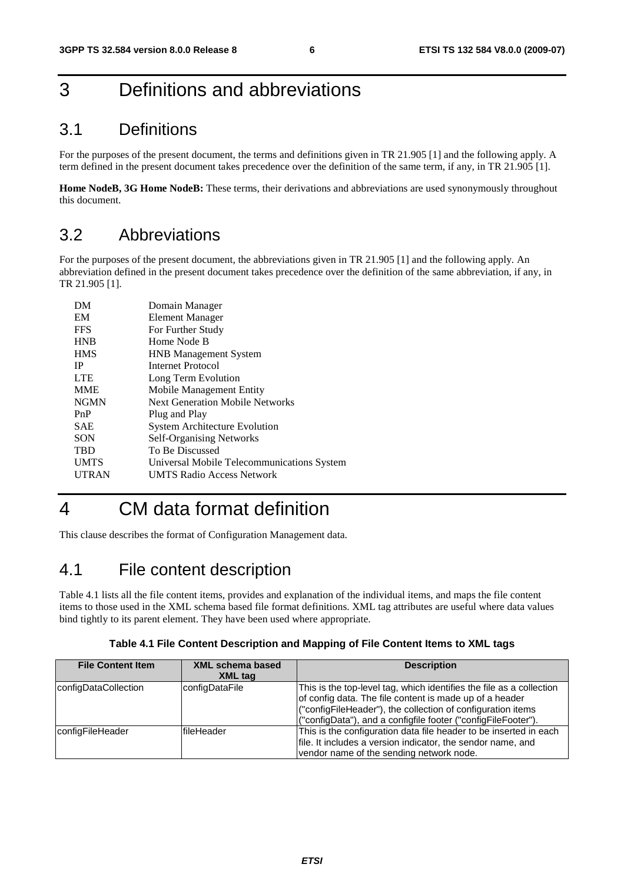# 3 Definitions and abbreviations

## 3.1 Definitions

For the purposes of the present document, the terms and definitions given in TR 21.905 [1] and the following apply. A term defined in the present document takes precedence over the definition of the same term, if any, in TR 21.905 [1].

**Home NodeB, 3G Home NodeB:** These terms, their derivations and abbreviations are used synonymously throughout this document.

## 3.2 Abbreviations

For the purposes of the present document, the abbreviations given in TR 21.905 [1] and the following apply. An abbreviation defined in the present document takes precedence over the definition of the same abbreviation, if any, in TR 21.905 [1].

| | |
|---|---|
| DM | Domain Manager |
| EM | Element Manager |
| FFS | For Further Study |
| HNB | Home Node B |
| HMS | HNB Management System |
| IP | Internet Protocol |
| LTE | Long Term Evolution |
| MME | Mobile Management Entity |
| NGMN | Next Generation Mobile Networks |
| PnP | Plug and Play |
| SAE | System Architecture Evolution |
| SON | Self-Organising Networks |
| TBD | To Be Discussed |
| UMTS | Universal Mobile Telecommunications System |
| UTRAN | UMTS Radio Access Network |

# 4 CM data format definition

This clause describes the format of Configuration Management data.

## 4.1 File content description

Table 4.1 lists all the file content items, provides and explanation of the individual items, and maps the file content items to those used in the XML schema based file format definitions. XML tag attributes are useful where data values bind tightly to its parent element. They have been used where appropriate.

**Table 4.1 File Content Description and Mapping of File Content Items to XML tags**

| File Content Item | XML schema based XML tag | Description |
|---|---|---|
| configDataCollection | configDataFile | This is the top-level tag, which identifies the file as a collection of config data. The file content is made up of a header ("configFileHeader"), the collection of configuration items ("configData"), and a configfile footer ("configFileFooter"). |
| configFileHeader | fileHeader | This is the configuration data file header to be inserted in each file. It includes a version indicator, the sendor name, and vendor name of the sending network node. |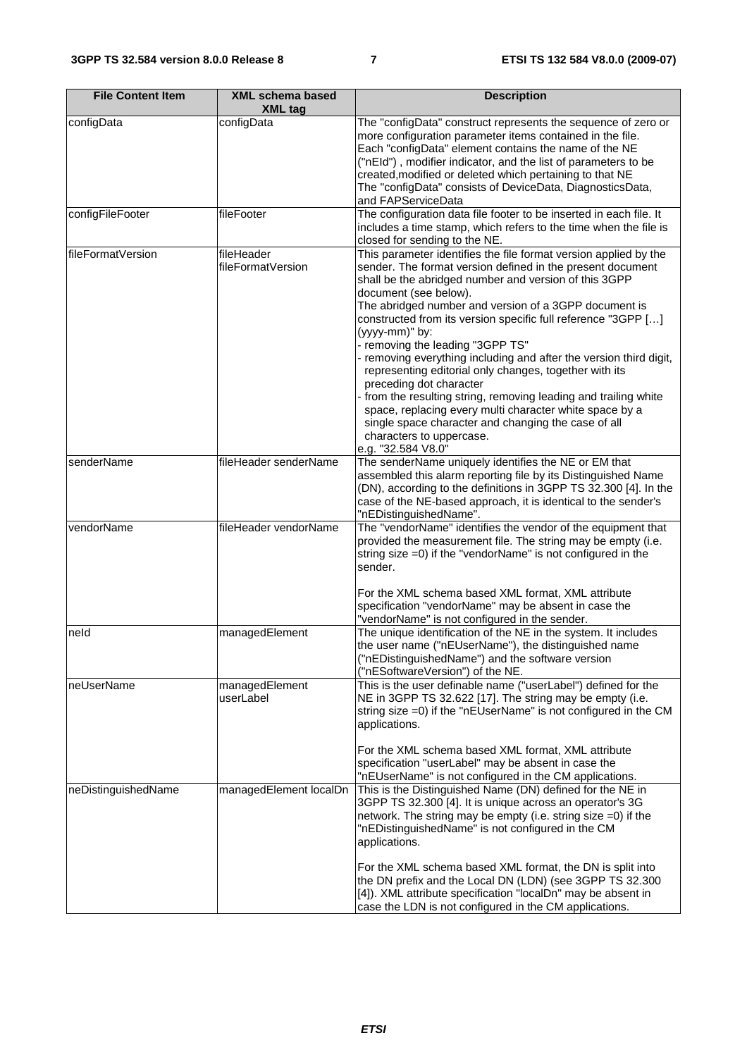| File Content Item | XML schema based XML tag | Description |
|---|---|---|
| configData | configData | The "configData" construct represents the sequence of zero or more configuration parameter items contained in the file. Each "configData" element contains the name of the NE ("nEId") , modifier indicator, and the list of parameters to be created,modified or deleted which pertaining to that NE The "configData" consists of DeviceData, DiagnosticsData, and FAPServiceData |
| configFileFooter | fileFooter | The configuration data file footer to be inserted in each file. It includes a time stamp, which refers to the time when the file is closed for sending to the NE. |
| fileFormatVersion | fileHeader fileFormatVersion | This parameter identifies the file format version applied by the sender. The format version defined in the present document shall be the abridged number and version of this 3GPP document (see below).<br>The abridged number and version of a 3GPP document is constructed from its version specific full reference "3GPP […] (yyyy-mm)" by:<br>- removing the leading "3GPP TS"<br>- removing everything including and after the version third digit, representing editorial only changes, together with its preceding dot character<br>- from the resulting string, removing leading and trailing white space, replacing every multi character white space by a single space character and changing the case of all characters to uppercase.<br>e.g. "32.584 V8.0" |
| senderName | fileHeader senderName | The senderName uniquely identifies the NE or EM that assembled this alarm reporting file by its Distinguished Name (DN), according to the definitions in 3GPP TS 32.300 [4]. In the case of the NE-based approach, it is identical to the sender's "nEDistinguishedName". |
| vendorName | fileHeader vendorName | The "vendorName" identifies the vendor of the equipment that provided the measurement file. The string may be empty (i.e. string size =0) if the "vendorName" is not configured in the sender.<br><br>For the XML schema based XML format, XML attribute specification "vendorName" may be absent in case the "vendorName" is not configured in the sender. |
| neId | managedElement | The unique identification of the NE in the system. It includes the user name ("nEUserName"), the distinguished name ("nEDistinguishedName") and the software version ("nESoftwareVersion") of the NE. |
| neUserName | managedElement userLabel | This is the user definable name ("userLabel") defined for the NE in 3GPP TS 32.622 [17]. The string may be empty (i.e. string size =0) if the "nEUserName" is not configured in the CM applications.<br><br>For the XML schema based XML format, XML attribute specification "userLabel" may be absent in case the "nEUserName" is not configured in the CM applications. |
| neDistinguishedName | managedElement localDn | This is the Distinguished Name (DN) defined for the NE in 3GPP TS 32.300 [4]. It is unique across an operator's 3G network. The string may be empty (i.e. string size =0) if the "nEDistinguishedName" is not configured in the CM applications.<br><br>For the XML schema based XML format, the DN is split into the DN prefix and the Local DN (LDN) (see 3GPP TS 32.300 [4]). XML attribute specification "localDn" may be absent in case the LDN is not configured in the CM applications. |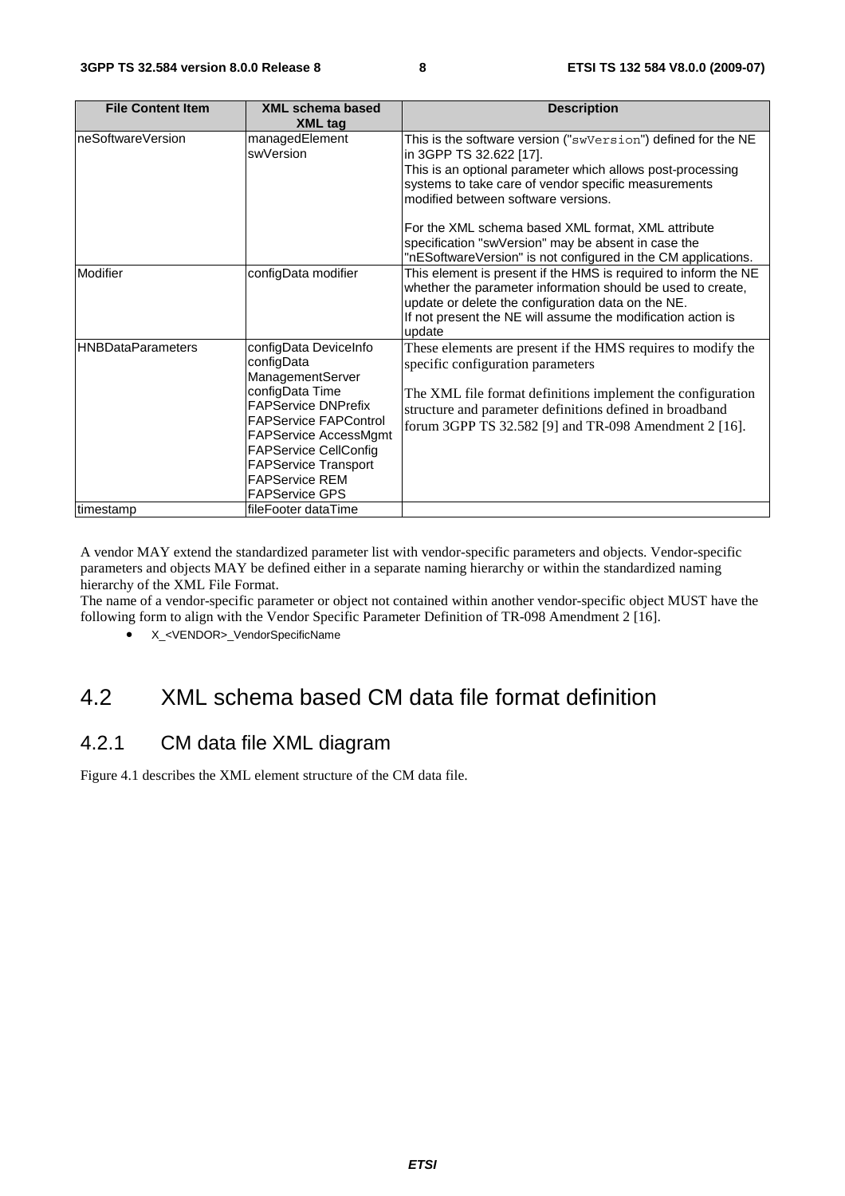| File Content Item | XML schema based XML tag | Description |
| --- | --- | --- |
| neSoftwareVersion | managedElement swVersion | This is the software version ("swVersion") defined for the NE in 3GPP TS 32.622 [17].<br>This is an optional parameter which allows post-processing systems to take care of vendor specific measurements modified between software versions.<br><br>For the XML schema based XML format, XML attribute specification "swVersion" may be absent in case the "nESoftwareVersion" is not configured in the CM applications. |
| Modifier | configData modifier | This element is present if the HMS is required to inform the NE whether the parameter information should be used to create, update or delete the configuration data on the NE.<br>If not present the NE will assume the modification action is update |
| HNBDataParameters | configData DeviceInfo<br>configData ManagementServer<br>configData Time<br>FAPService DNPrefix<br>FAPService FAPControl<br>FAPService AccessMgmt<br>FAPService CellConfig<br>FAPService Transport<br>FAPService REM<br>FAPService GPS | These elements are present if the HMS requires to modify the specific configuration parameters<br><br>The XML file format definitions implement the configuration structure and parameter definitions defined in broadband forum 3GPP TS 32.582 [9] and TR-098 Amendment 2 [16]. |
| timestamp | fileFooter dataTime | |

A vendor MAY extend the standardized parameter list with vendor-specific parameters and objects. Vendor-specific parameters and objects MAY be defined either in a separate naming hierarchy or within the standardized naming hierarchy of the XML File Format.
The name of a vendor-specific parameter or object not contained within another vendor-specific object MUST have the following form to align with the Vendor Specific Parameter Definition of TR-098 Amendment 2 [16].

- X_<VENDOR>_VendorSpecificName

# 4.2 XML schema based CM data file format definition

## 4.2.1 CM data file XML diagram

Figure 4.1 describes the XML element structure of the CM data file.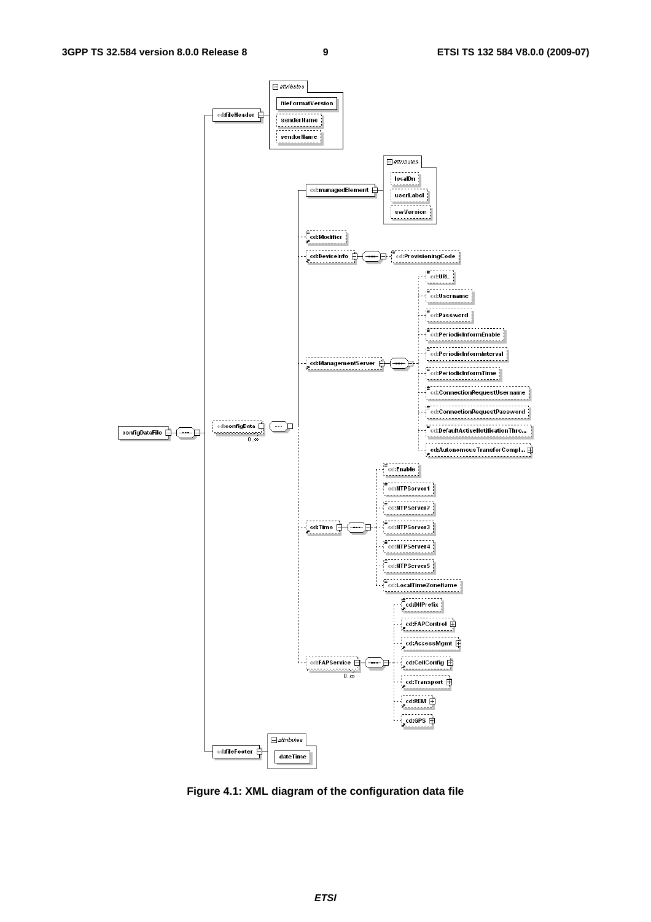**Figure 4.1: XML diagram of the configuration data file**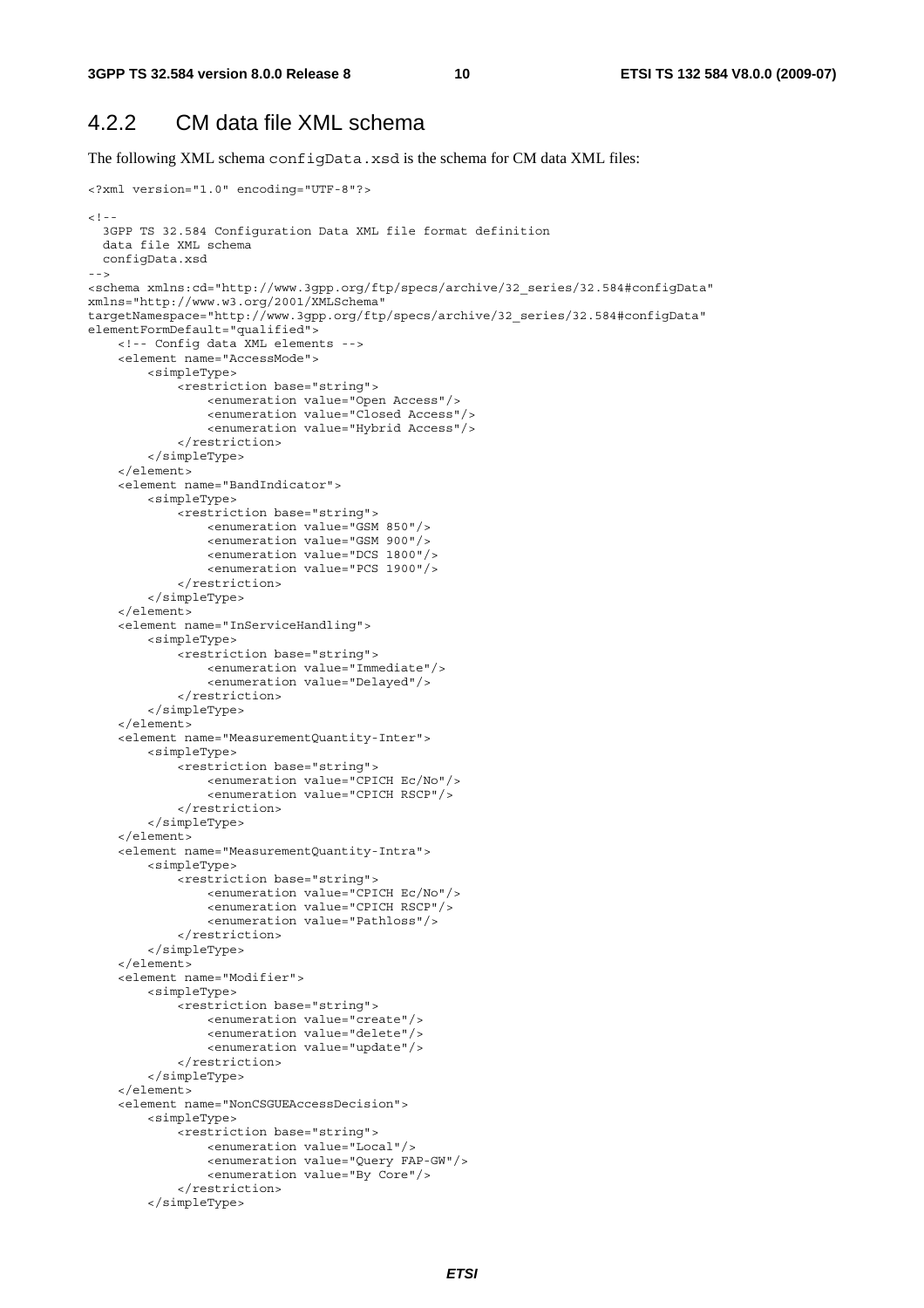## 4.2.2 CM data file XML schema

The following XML schema configData.xsd is the schema for CM data XML files:

```
<?xml version="1.0" encoding="UTF-8"?>

<!--
  3GPP TS 32.584 Configuration Data XML file format definition
  data file XML schema
  configData.xsd
-->
<schema xmlns:cd="http://www.3gpp.org/ftp/specs/archive/32_series/32.584#configData"
xmlns="http://www.w3.org/2001/XMLSchema"
targetNamespace="http://www.3gpp.org/ftp/specs/archive/32_series/32.584#configData"
elementFormDefault="qualified">
    <!-- Config data XML elements -->
    <element name="AccessMode">
        <simpleType>
            <restriction base="string">
                <enumeration value="Open Access"/>
                <enumeration value="Closed Access"/>
                <enumeration value="Hybrid Access"/>
            </restriction>
        </simpleType>
    </element>
    <element name="BandIndicator">
        <simpleType>
            <restriction base="string">
                <enumeration value="GSM 850"/>
                <enumeration value="GSM 900"/>
                <enumeration value="DCS 1800"/>
                <enumeration value="PCS 1900"/>
            </restriction>
        </simpleType>
    </element>
    <element name="InServiceHandling">
        <simpleType>
            <restriction base="string">
                <enumeration value="Immediate"/>
                <enumeration value="Delayed"/>
            </restriction>
        </simpleType>
    </element>
    <element name="MeasurementQuantity-Inter">
        <simpleType>
            <restriction base="string">
                <enumeration value="CPICH Ec/No"/>
                <enumeration value="CPICH RSCP"/>
            </restriction>
        </simpleType>
    </element>
    <element name="MeasurementQuantity-Intra">
        <simpleType>
            <restriction base="string">
                <enumeration value="CPICH Ec/No"/>
                <enumeration value="CPICH RSCP"/>
                <enumeration value="Pathloss"/>
            </restriction>
        </simpleType>
    </element>
    <element name="Modifier">
        <simpleType>
            <restriction base="string">
                <enumeration value="create"/>
                <enumeration value="delete"/>
                <enumeration value="update"/>
            </restriction>
        </simpleType>
    </element>
    <element name="NonCSGUEAccessDecision">
        <simpleType>
            <restriction base="string">
                <enumeration value="Local"/>
                <enumeration value="Query FAP-GW"/>
                <enumeration value="By Core"/>
            </restriction>
        </simpleType>
```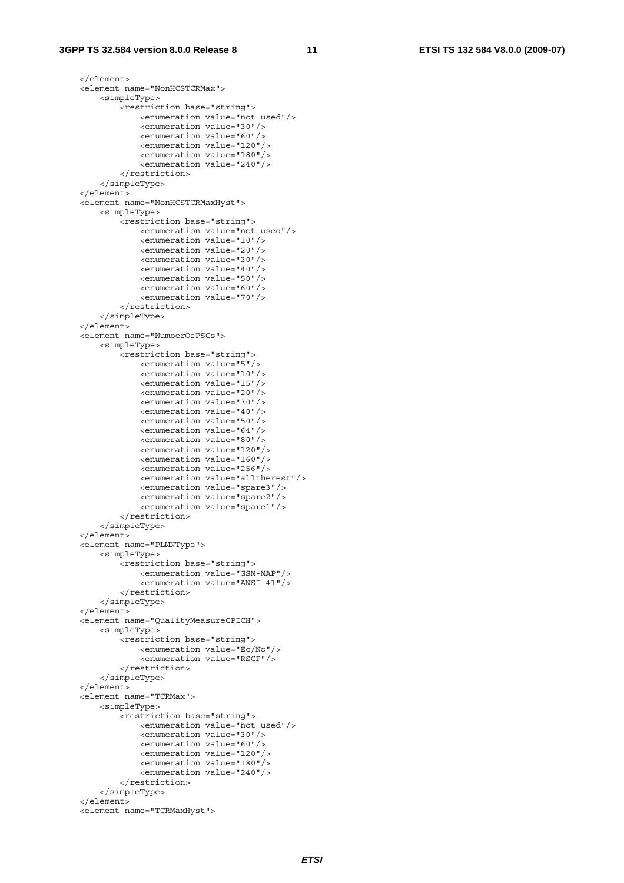```
    </element>
    <element name="NonHCSTCRMax">
        <simpleType>
            <restriction base="string">
                <enumeration value="not used"/>
                <enumeration value="30"/>
                <enumeration value="60"/>
                <enumeration value="120"/>
                <enumeration value="180"/>
                <enumeration value="240"/>
            </restriction>
        </simpleType>
    </element>
    <element name="NonHCSTCRMaxHyst">
        <simpleType>
            <restriction base="string">
                <enumeration value="not used"/>
                <enumeration value="10"/>
                <enumeration value="20"/>
                <enumeration value="30"/>
                <enumeration value="40"/>
                <enumeration value="50"/>
                <enumeration value="60"/>
                <enumeration value="70"/>
            </restriction>
        </simpleType>
    </element>
    <element name="NumberOfPSCs">
        <simpleType>
            <restriction base="string">
                <enumeration value="5"/>
                <enumeration value="10"/>
                <enumeration value="15"/>
                <enumeration value="20"/>
                <enumeration value="30"/>
                <enumeration value="40"/>
                <enumeration value="50"/>
                <enumeration value="64"/>
                <enumeration value="80"/>
                <enumeration value="120"/>
                <enumeration value="160"/>
                <enumeration value="256"/>
                <enumeration value="alltherest"/>
                <enumeration value="spare3"/>
                <enumeration value="spare2"/>
                <enumeration value="spare1"/>
            </restriction>
        </simpleType>
    </element>
    <element name="PLMNType">
        <simpleType>
            <restriction base="string">
                <enumeration value="GSM-MAP"/>
                <enumeration value="ANSI-41"/>
            </restriction>
        </simpleType>
    </element>
    <element name="QualityMeasureCPICH">
        <simpleType>
            <restriction base="string">
                <enumeration value="Ec/No"/>
                <enumeration value="RSCP"/>
            </restriction>
        </simpleType>
    </element>
    <element name="TCRMax">
        <simpleType>
            <restriction base="string">
                <enumeration value="not used"/>
                <enumeration value="30"/>
                <enumeration value="60"/>
                <enumeration value="120"/>
                <enumeration value="180"/>
                <enumeration value="240"/>
            </restriction>
        </simpleType>
    </element>
    <element name="TCRMaxHyst">
```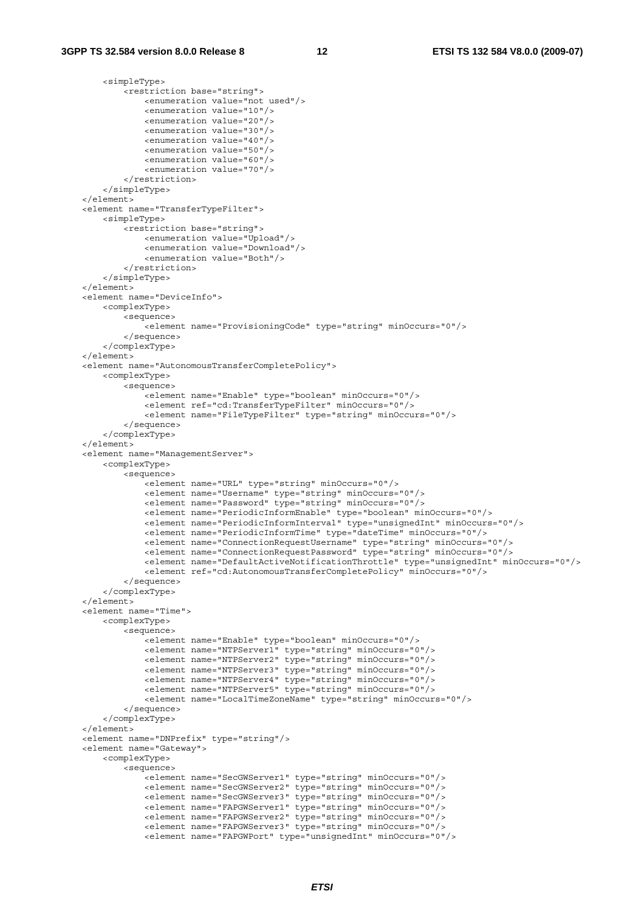```
        <simpleType>
            <restriction base="string">
                <enumeration value="not used"/>
                <enumeration value="10"/>
                <enumeration value="20"/>
                <enumeration value="30"/>
                <enumeration value="40"/>
                <enumeration value="50"/>
                <enumeration value="60"/>
                <enumeration value="70"/>
            </restriction>
        </simpleType>
    </element>
    <element name="TransferTypeFilter">
        <simpleType>
            <restriction base="string">
                <enumeration value="Upload"/>
                <enumeration value="Download"/>
                <enumeration value="Both"/>
            </restriction>
        </simpleType>
    </element>
    <element name="DeviceInfo">
        <complexType>
            <sequence>
                <element name="ProvisioningCode" type="string" minOccurs="0"/>
            </sequence>
        </complexType>
    </element>
    <element name="AutonomousTransferCompletePolicy">
        <complexType>
            <sequence>
                <element name="Enable" type="boolean" minOccurs="0"/>
                <element ref="cd:TransferTypeFilter" minOccurs="0"/>
                <element name="FileTypeFilter" type="string" minOccurs="0"/>
            </sequence>
        </complexType>
    </element>
    <element name="ManagementServer">
        <complexType>
            <sequence>
                <element name="URL" type="string" minOccurs="0"/>
                <element name="Username" type="string" minOccurs="0"/>
                <element name="Password" type="string" minOccurs="0"/>
                <element name="PeriodicInformEnable" type="boolean" minOccurs="0"/>
                <element name="PeriodicInformInterval" type="unsignedInt" minOccurs="0"/>
                <element name="PeriodicInformTime" type="dateTime" minOccurs="0"/>
                <element name="ConnectionRequestUsername" type="string" minOccurs="0"/>
                <element name="ConnectionRequestPassword" type="string" minOccurs="0"/>
                <element name="DefaultActiveNotificationThrottle" type="unsignedInt" minOccurs="0"/>
                <element ref="cd:AutonomousTransferCompletePolicy" minOccurs="0"/>
            </sequence>
        </complexType>
    </element>
    <element name="Time">
        <complexType>
            <sequence>
                <element name="Enable" type="boolean" minOccurs="0"/>
                <element name="NTPServer1" type="string" minOccurs="0"/>
                <element name="NTPServer2" type="string" minOccurs="0"/>
                <element name="NTPServer3" type="string" minOccurs="0"/>
                <element name="NTPServer4" type="string" minOccurs="0"/>
                <element name="NTPServer5" type="string" minOccurs="0"/>
                <element name="LocalTimeZoneName" type="string" minOccurs="0"/>
            </sequence>
        </complexType>
    </element>
    <element name="DNPrefix" type="string"/>
    <element name="Gateway">
        <complexType>
            <sequence>
                <element name="SecGWServer1" type="string" minOccurs="0"/>
                <element name="SecGWServer2" type="string" minOccurs="0"/>
                <element name="SecGWServer3" type="string" minOccurs="0"/>
                <element name="FAPGWServer1" type="string" minOccurs="0"/>
                <element name="FAPGWServer2" type="string" minOccurs="0"/>
                <element name="FAPGWServer3" type="string" minOccurs="0"/>
                <element name="FAPGWPort" type="unsignedInt" minOccurs="0"/>
```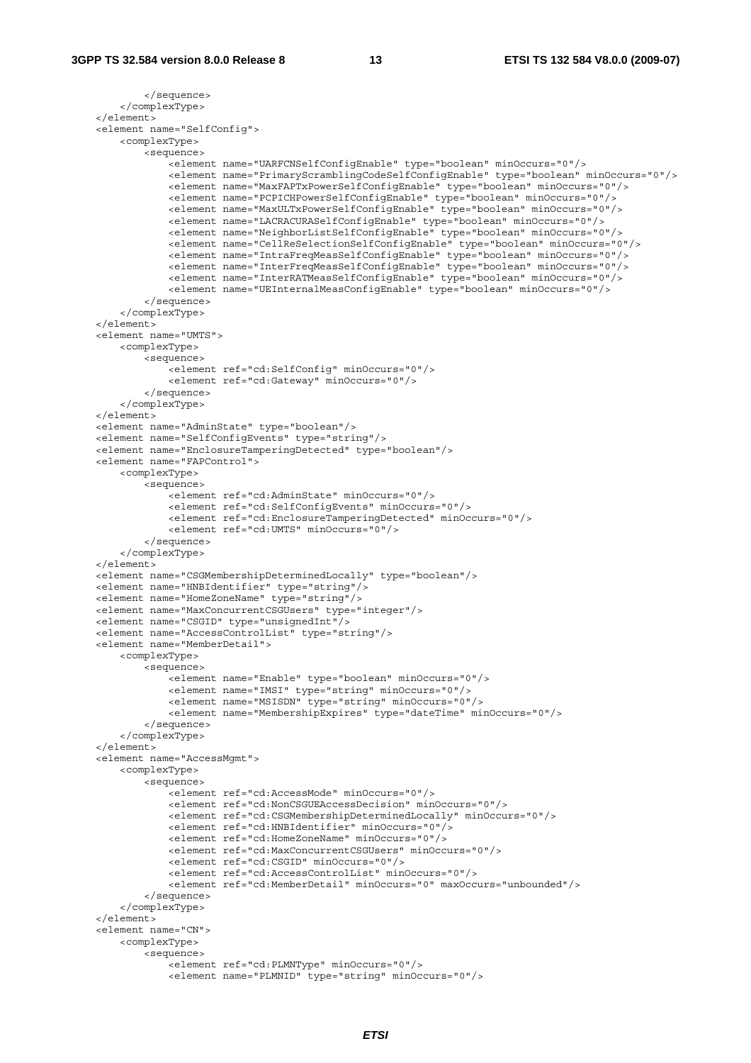```
            </sequence>
        </complexType>
    </element>
    <element name="SelfConfig">
        <complexType>
            <sequence>
                <element name="UARFCNSelfConfigEnable" type="boolean" minOccurs="0"/>
                <element name="PrimaryScramblingCodeSelfConfigEnable" type="boolean" minOccurs="0"/>
                <element name="MaxFAPTxPowerSelfConfigEnable" type="boolean" minOccurs="0"/>
                <element name="PCPICHPowerSelfConfigEnable" type="boolean" minOccurs="0"/>
                <element name="MaxULTxPowerSelfConfigEnable" type="boolean" minOccurs="0"/>
                <element name="LACRACURASelfConfigEnable" type="boolean" minOccurs="0"/>
                <element name="NeighborListSelfConfigEnable" type="boolean" minOccurs="0"/>
                <element name="CellReSelectionSelfConfigEnable" type="boolean" minOccurs="0"/>
                <element name="IntraFreqMeasSelfConfigEnable" type="boolean" minOccurs="0"/>
                <element name="InterFreqMeasSelfConfigEnable" type="boolean" minOccurs="0"/>
                <element name="InterRATMeasSelfConfigEnable" type="boolean" minOccurs="0"/>
                <element name="UEInternalMeasConfigEnable" type="boolean" minOccurs="0"/>
            </sequence>
        </complexType>
    </element>
    <element name="UMTS">
        <complexType>
            <sequence>
                <element ref="cd:SelfConfig" minOccurs="0"/>
                <element ref="cd:Gateway" minOccurs="0"/>
            </sequence>
        </complexType>
    </element>
    <element name="AdminState" type="boolean"/>
    <element name="SelfConfigEvents" type="string"/>
    <element name="EnclosureTamperingDetected" type="boolean"/>
    <element name="FAPControl">
        <complexType>
            <sequence>
                <element ref="cd:AdminState" minOccurs="0"/>
                <element ref="cd:SelfConfigEvents" minOccurs="0"/>
                <element ref="cd:EnclosureTamperingDetected" minOccurs="0"/>
                <element ref="cd:UMTS" minOccurs="0"/>
            </sequence>
        </complexType>
    </element>
    <element name="CSGMembershipDeterminedLocally" type="boolean"/>
    <element name="HNBIdentifier" type="string"/>
    <element name="HomeZoneName" type="string"/>
    <element name="MaxConcurrentCSGUsers" type="integer"/>
    <element name="CSGID" type="unsignedInt"/>
    <element name="AccessControlList" type="string"/>
    <element name="MemberDetail">
        <complexType>
            <sequence>
                <element name="Enable" type="boolean" minOccurs="0"/>
                <element name="IMSI" type="string" minOccurs="0"/>
                <element name="MSISDN" type="string" minOccurs="0"/>
                <element name="MembershipExpires" type="dateTime" minOccurs="0"/>
            </sequence>
        </complexType>
    </element>
    <element name="AccessMgmt">
        <complexType>
            <sequence>
                <element ref="cd:AccessMode" minOccurs="0"/>
                <element ref="cd:NonCSGUEAccessDecision" minOccurs="0"/>
                <element ref="cd:CSGMembershipDeterminedLocally" minOccurs="0"/>
                <element ref="cd:HNBIdentifier" minOccurs="0"/>
                <element ref="cd:HomeZoneName" minOccurs="0"/>
                <element ref="cd:MaxConcurrentCSGUsers" minOccurs="0"/>
                <element ref="cd:CSGID" minOccurs="0"/>
                <element ref="cd:AccessControlList" minOccurs="0"/>
                <element ref="cd:MemberDetail" minOccurs="0" maxOccurs="unbounded"/>
            </sequence>
        </complexType>
    </element>
    <element name="CN">
        <complexType>
            <sequence>
                <element ref="cd:PLMNType" minOccurs="0"/>
                <element name="PLMNID" type="string" minOccurs="0"/>
```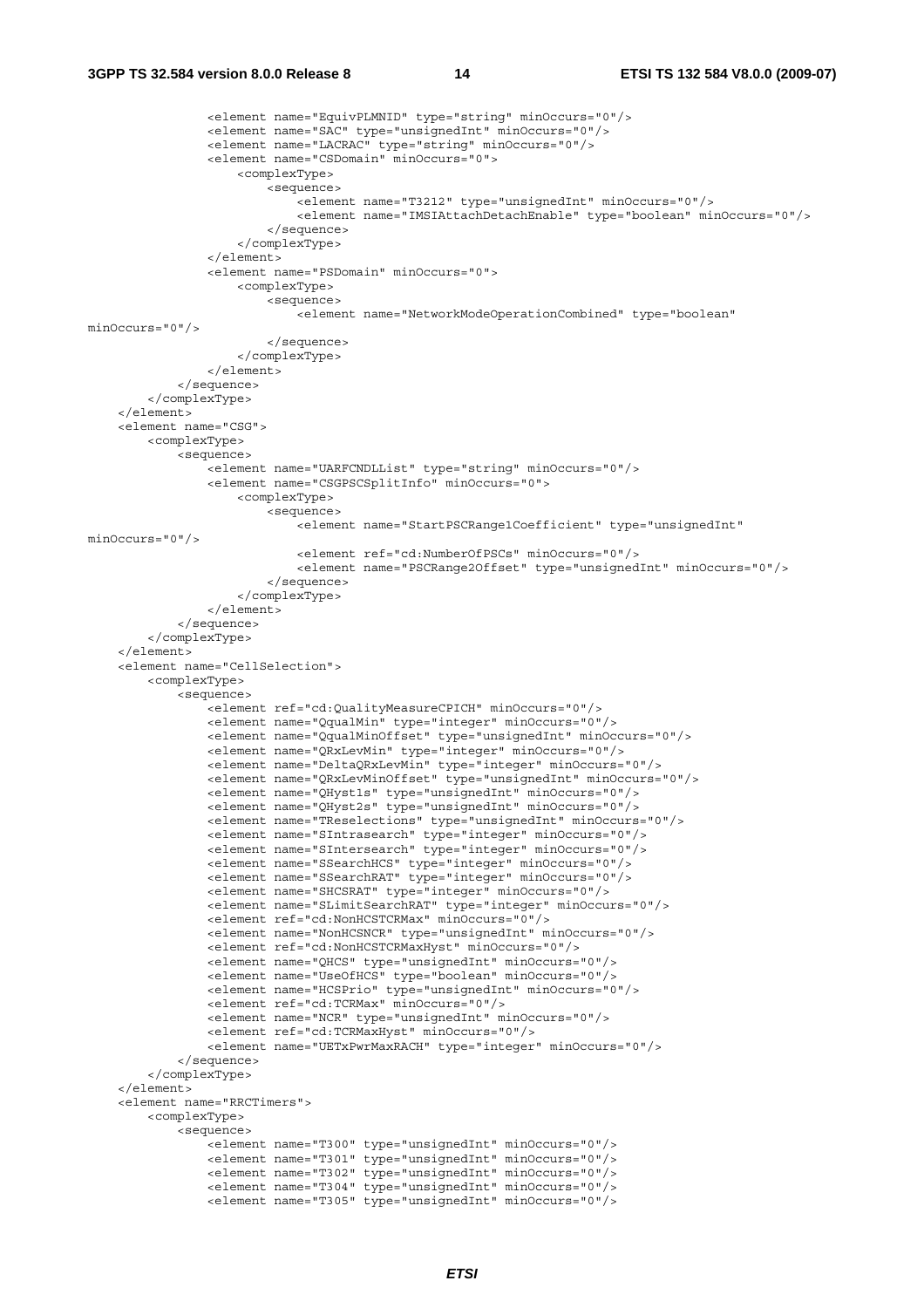```
                <element name="EquivPLMNID" type="string" minOccurs="0"/>
                <element name="SAC" type="unsignedInt" minOccurs="0"/>
                <element name="LACRAC" type="string" minOccurs="0"/>
                <element name="CSDomain" minOccurs="0">
                    <complexType>
                        <sequence>
                            <element name="T3212" type="unsignedInt" minOccurs="0"/>
                            <element name="IMSIAttachDetachEnable" type="boolean" minOccurs="0"/>
                        </sequence>
                    </complexType>
                </element>
                <element name="PSDomain" minOccurs="0">
                    <complexType>
                        <sequence>
                            <element name="NetworkModeOperationCombined" type="boolean"
minOccurs="0"/>
                        </sequence>
                    </complexType>
                </element>
            </sequence>
        </complexType>
    </element>
    <element name="CSG">
        <complexType>
            <sequence>
                <element name="UARFCNDLList" type="string" minOccurs="0"/>
                <element name="CSGPSCSplitInfo" minOccurs="0">
                    <complexType>
                        <sequence>
                            <element name="StartPSCRange1Coefficient" type="unsignedInt"
minOccurs="0"/>
                            <element ref="cd:NumberOfPSCs" minOccurs="0"/>
                            <element name="PSCRange2Offset" type="unsignedInt" minOccurs="0"/>
                        </sequence>
                    </complexType>
                </element>
            </sequence>
        </complexType>
    </element>
    <element name="CellSelection">
        <complexType>
            <sequence>
                <element ref="cd:QualityMeasureCPICH" minOccurs="0"/>
                <element name="QqualMin" type="integer" minOccurs="0"/>
                <element name="QqualMinOffset" type="unsignedInt" minOccurs="0"/>
                <element name="QRxLevMin" type="integer" minOccurs="0"/>
                <element name="DeltaQRxLevMin" type="integer" minOccurs="0"/>
                <element name="QRxLevMinOffset" type="unsignedInt" minOccurs="0"/>
                <element name="QHyst1s" type="unsignedInt" minOccurs="0"/>
                <element name="QHyst2s" type="unsignedInt" minOccurs="0"/>
                <element name="TReselections" type="unsignedInt" minOccurs="0"/>
                <element name="SIntrasearch" type="integer" minOccurs="0"/>
                <element name="SIntersearch" type="integer" minOccurs="0"/>
                <element name="SSearchHCS" type="integer" minOccurs="0"/>
                <element name="SSearchRAT" type="integer" minOccurs="0"/>
                <element name="SHCSRAT" type="integer" minOccurs="0"/>
                <element name="SLimitSearchRAT" type="integer" minOccurs="0"/>
                <element ref="cd:NonHCSTCRMax" minOccurs="0"/>
                <element name="NonHCSNCR" type="unsignedInt" minOccurs="0"/>
                <element ref="cd:NonHCSTCRMaxHyst" minOccurs="0"/>
                <element name="QHCS" type="unsignedInt" minOccurs="0"/>
                <element name="UseOfHCS" type="boolean" minOccurs="0"/>
                <element name="HCSPrio" type="unsignedInt" minOccurs="0"/>
                <element ref="cd:TCRMax" minOccurs="0"/>
                <element name="NCR" type="unsignedInt" minOccurs="0"/>
                <element ref="cd:TCRMaxHyst" minOccurs="0"/>
                <element name="UETxPwrMaxRACH" type="integer" minOccurs="0"/>
            </sequence>
        </complexType>
    </element>
    <element name="RRCTimers">
        <complexType>
            <sequence>
                <element name="T300" type="unsignedInt" minOccurs="0"/>
                <element name="T301" type="unsignedInt" minOccurs="0"/>
                <element name="T302" type="unsignedInt" minOccurs="0"/>
                <element name="T304" type="unsignedInt" minOccurs="0"/>
                <element name="T305" type="unsignedInt" minOccurs="0"/>
```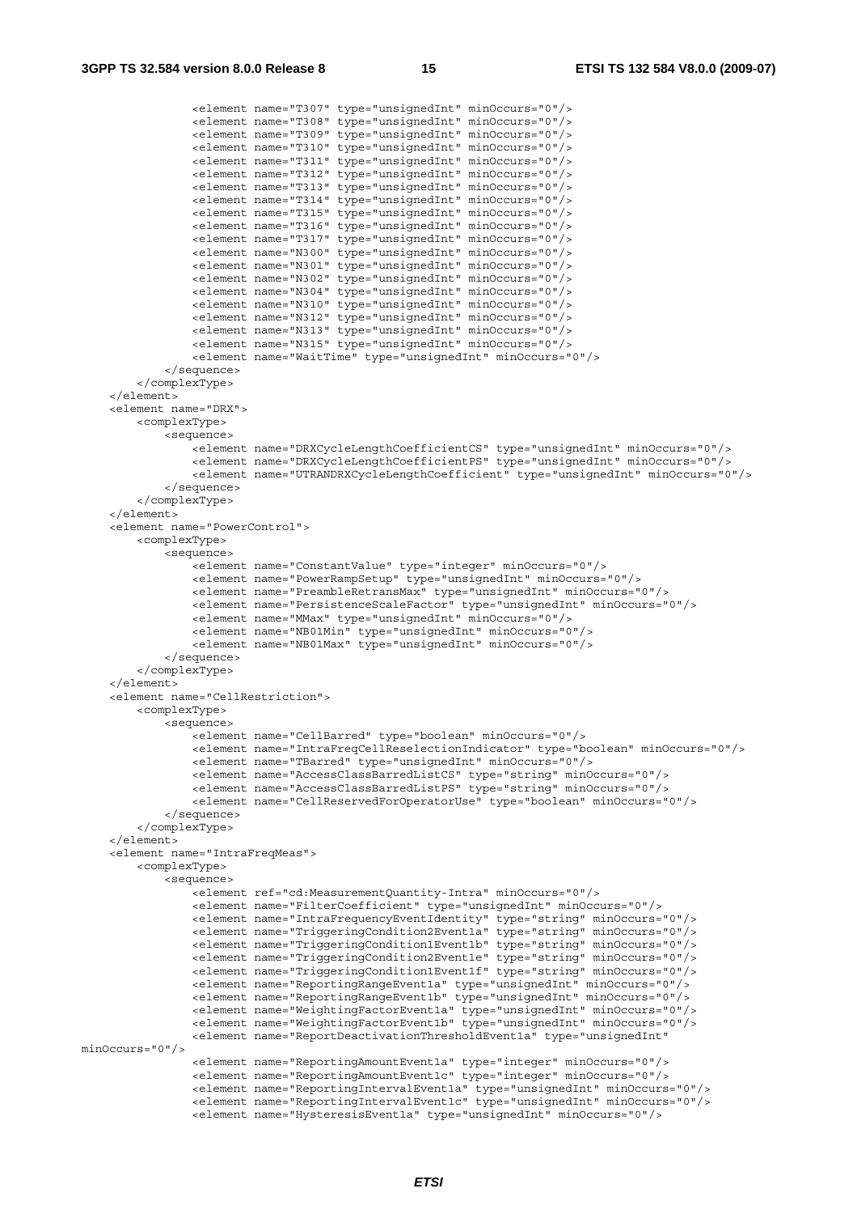```
                <element name="T307" type="unsignedInt" minOccurs="0"/>
                <element name="T308" type="unsignedInt" minOccurs="0"/>
                <element name="T309" type="unsignedInt" minOccurs="0"/>
                <element name="T310" type="unsignedInt" minOccurs="0"/>
                <element name="T311" type="unsignedInt" minOccurs="0"/>
                <element name="T312" type="unsignedInt" minOccurs="0"/>
                <element name="T313" type="unsignedInt" minOccurs="0"/>
                <element name="T314" type="unsignedInt" minOccurs="0"/>
                <element name="T315" type="unsignedInt" minOccurs="0"/>
                <element name="T316" type="unsignedInt" minOccurs="0"/>
                <element name="T317" type="unsignedInt" minOccurs="0"/>
                <element name="N300" type="unsignedInt" minOccurs="0"/>
                <element name="N301" type="unsignedInt" minOccurs="0"/>
                <element name="N302" type="unsignedInt" minOccurs="0"/>
                <element name="N304" type="unsignedInt" minOccurs="0"/>
                <element name="N310" type="unsignedInt" minOccurs="0"/>
                <element name="N312" type="unsignedInt" minOccurs="0"/>
                <element name="N313" type="unsignedInt" minOccurs="0"/>
                <element name="N315" type="unsignedInt" minOccurs="0"/>
                <element name="WaitTime" type="unsignedInt" minOccurs="0"/>
            </sequence>
        </complexType>
    </element>
    <element name="DRX">
        <complexType>
            <sequence>
                <element name="DRXCycleLengthCoefficientCS" type="unsignedInt" minOccurs="0"/>
                <element name="DRXCycleLengthCoefficientPS" type="unsignedInt" minOccurs="0"/>
                <element name="UTRANDRXCycleLengthCoefficient" type="unsignedInt" minOccurs="0"/>
            </sequence>
        </complexType>
    </element>
    <element name="PowerControl">
        <complexType>
            <sequence>
                <element name="ConstantValue" type="integer" minOccurs="0"/>
                <element name="PowerRampSetup" type="unsignedInt" minOccurs="0"/>
                <element name="PreambleRetransMax" type="unsignedInt" minOccurs="0"/>
                <element name="PersistenceScaleFactor" type="unsignedInt" minOccurs="0"/>
                <element name="MMax" type="unsignedInt" minOccurs="0"/>
                <element name="NB01Min" type="unsignedInt" minOccurs="0"/>
                <element name="NB01Max" type="unsignedInt" minOccurs="0"/>
            </sequence>
        </complexType>
    </element>
    <element name="CellRestriction">
        <complexType>
            <sequence>
                <element name="CellBarred" type="boolean" minOccurs="0"/>
                <element name="IntraFreqCellReselectionIndicator" type="boolean" minOccurs="0"/>
                <element name="TBarred" type="unsignedInt" minOccurs="0"/>
                <element name="AccessClassBarredListCS" type="string" minOccurs="0"/>
                <element name="AccessClassBarredListPS" type="string" minOccurs="0"/>
                <element name="CellReservedForOperatorUse" type="boolean" minOccurs="0"/>
            </sequence>
        </complexType>
    </element>
    <element name="IntraFreqMeas">
        <complexType>
            <sequence>
                <element ref="cd:MeasurementQuantity-Intra" minOccurs="0"/>
                <element name="FilterCoefficient" type="unsignedInt" minOccurs="0"/>
                <element name="IntraFrequencyEventIdentity" type="string" minOccurs="0"/>
                <element name="TriggeringCondition2Event1a" type="string" minOccurs="0"/>
                <element name="TriggeringCondition1Event1b" type="string" minOccurs="0"/>
                <element name="TriggeringCondition2Event1e" type="string" minOccurs="0"/>
                <element name="TriggeringCondition1Event1f" type="string" minOccurs="0"/>
                <element name="ReportingRangeEvent1a" type="unsignedInt" minOccurs="0"/>
                <element name="ReportingRangeEvent1b" type="unsignedInt" minOccurs="0"/>
                <element name="WeightingFactorEvent1a" type="unsignedInt" minOccurs="0"/>
                <element name="WeightingFactorEvent1b" type="unsignedInt" minOccurs="0"/>
                <element name="ReportDeactivationThresholdEvent1a" type="unsignedInt"
minOccurs="0"/>
                <element name="ReportingAmountEvent1a" type="integer" minOccurs="0"/>
                <element name="ReportingAmountEvent1c" type="integer" minOccurs="0"/>
                <element name="ReportingIntervalEvent1a" type="unsignedInt" minOccurs="0"/>
                <element name="ReportingIntervalEvent1c" type="unsignedInt" minOccurs="0"/>
                <element name="HysteresisEvent1a" type="unsignedInt" minOccurs="0"/>
```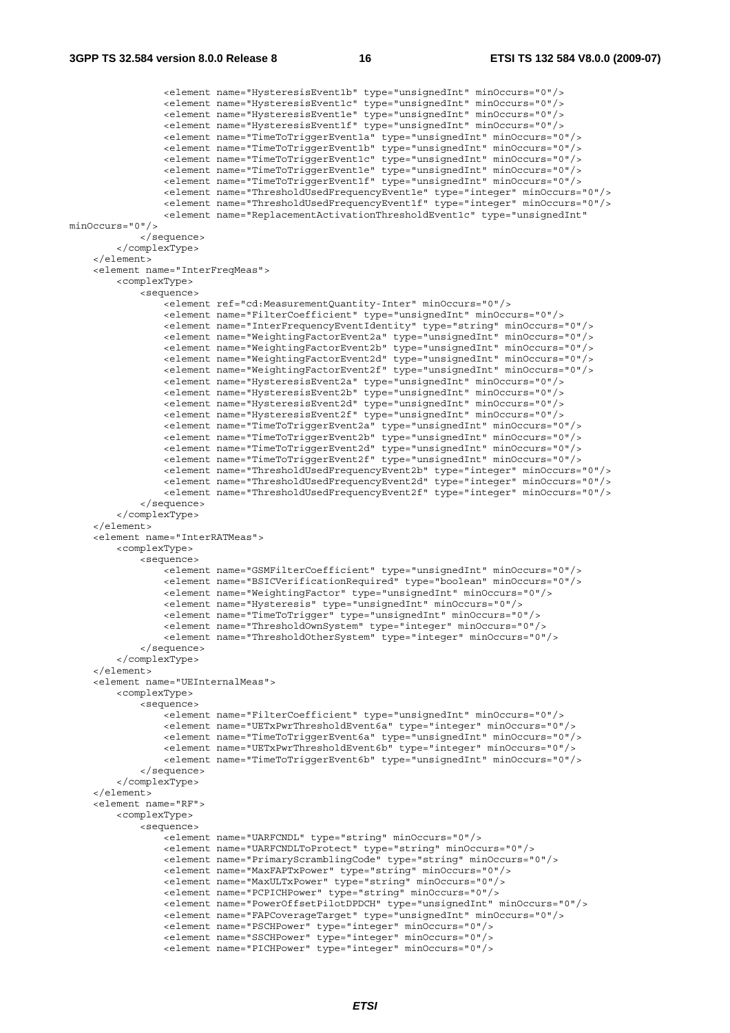```
                <element name="HysteresisEvent1b" type="unsignedInt" minOccurs="0"/>
                <element name="HysteresisEvent1c" type="unsignedInt" minOccurs="0"/>
                <element name="HysteresisEvent1e" type="unsignedInt" minOccurs="0"/>
                <element name="HysteresisEvent1f" type="unsignedInt" minOccurs="0"/>
                <element name="TimeToTriggerEvent1a" type="unsignedInt" minOccurs="0"/>
                <element name="TimeToTriggerEvent1b" type="unsignedInt" minOccurs="0"/>
                <element name="TimeToTriggerEvent1c" type="unsignedInt" minOccurs="0"/>
                <element name="TimeToTriggerEvent1e" type="unsignedInt" minOccurs="0"/>
                <element name="TimeToTriggerEvent1f" type="unsignedInt" minOccurs="0"/>
                <element name="ThresholdUsedFrequencyEvent1e" type="integer" minOccurs="0"/>
                <element name="ThresholdUsedFrequencyEvent1f" type="integer" minOccurs="0"/>
                <element name="ReplacementActivationThresholdEvent1c" type="unsignedInt"
minOccurs="0"/>
            </sequence>
        </complexType>
    </element>
    <element name="InterFreqMeas">
        <complexType>
            <sequence>
                <element ref="cd:MeasurementQuantity-Inter" minOccurs="0"/>
                <element name="FilterCoefficient" type="unsignedInt" minOccurs="0"/>
                <element name="InterFrequencyEventIdentity" type="string" minOccurs="0"/>
                <element name="WeightingFactorEvent2a" type="unsignedInt" minOccurs="0"/>
                <element name="WeightingFactorEvent2b" type="unsignedInt" minOccurs="0"/>
                <element name="WeightingFactorEvent2d" type="unsignedInt" minOccurs="0"/>
                <element name="WeightingFactorEvent2f" type="unsignedInt" minOccurs="0"/>
                <element name="HysteresisEvent2a" type="unsignedInt" minOccurs="0"/>
                <element name="HysteresisEvent2b" type="unsignedInt" minOccurs="0"/>
                <element name="HysteresisEvent2d" type="unsignedInt" minOccurs="0"/>
                <element name="HysteresisEvent2f" type="unsignedInt" minOccurs="0"/>
                <element name="TimeToTriggerEvent2a" type="unsignedInt" minOccurs="0"/>
                <element name="TimeToTriggerEvent2b" type="unsignedInt" minOccurs="0"/>
                <element name="TimeToTriggerEvent2d" type="unsignedInt" minOccurs="0"/>
                <element name="TimeToTriggerEvent2f" type="unsignedInt" minOccurs="0"/>
                <element name="ThresholdUsedFrequencyEvent2b" type="integer" minOccurs="0"/>
                <element name="ThresholdUsedFrequencyEvent2d" type="integer" minOccurs="0"/>
                <element name="ThresholdUsedFrequencyEvent2f" type="integer" minOccurs="0"/>
            </sequence>
        </complexType>
    </element>
    <element name="InterRATMeas">
        <complexType>
            <sequence>
                <element name="GSMFilterCoefficient" type="unsignedInt" minOccurs="0"/>
                <element name="BSICVerificationRequired" type="boolean" minOccurs="0"/>
                <element name="WeightingFactor" type="unsignedInt" minOccurs="0"/>
                <element name="Hysteresis" type="unsignedInt" minOccurs="0"/>
                <element name="TimeToTrigger" type="unsignedInt" minOccurs="0"/>
                <element name="ThresholdOwnSystem" type="integer" minOccurs="0"/>
                <element name="ThresholdOtherSystem" type="integer" minOccurs="0"/>
            </sequence>
        </complexType>
    </element>
    <element name="UEInternalMeas">
        <complexType>
            <sequence>
                <element name="FilterCoefficient" type="unsignedInt" minOccurs="0"/>
                <element name="UETxPwrThresholdEvent6a" type="integer" minOccurs="0"/>
                <element name="TimeToTriggerEvent6a" type="unsignedInt" minOccurs="0"/>
                <element name="UETxPwrThresholdEvent6b" type="integer" minOccurs="0"/>
                <element name="TimeToTriggerEvent6b" type="unsignedInt" minOccurs="0"/>
            </sequence>
        </complexType>
    </element>
    <element name="RF">
        <complexType>
            <sequence>
                <element name="UARFCNDL" type="string" minOccurs="0"/>
                <element name="UARFCNDLToProtect" type="string" minOccurs="0"/>
                <element name="PrimaryScramblingCode" type="string" minOccurs="0"/>
                <element name="MaxFAPTxPower" type="string" minOccurs="0"/>
                <element name="MaxULTxPower" type="string" minOccurs="0"/>
                <element name="PCPICHPower" type="string" minOccurs="0"/>
                <element name="PowerOffsetPilotDPDCH" type="unsignedInt" minOccurs="0"/>
                <element name="FAPCoverageTarget" type="unsignedInt" minOccurs="0"/>
                <element name="PSCHPower" type="integer" minOccurs="0"/>
                <element name="SSCHPower" type="integer" minOccurs="0"/>
                <element name="PICHPower" type="integer" minOccurs="0"/>
```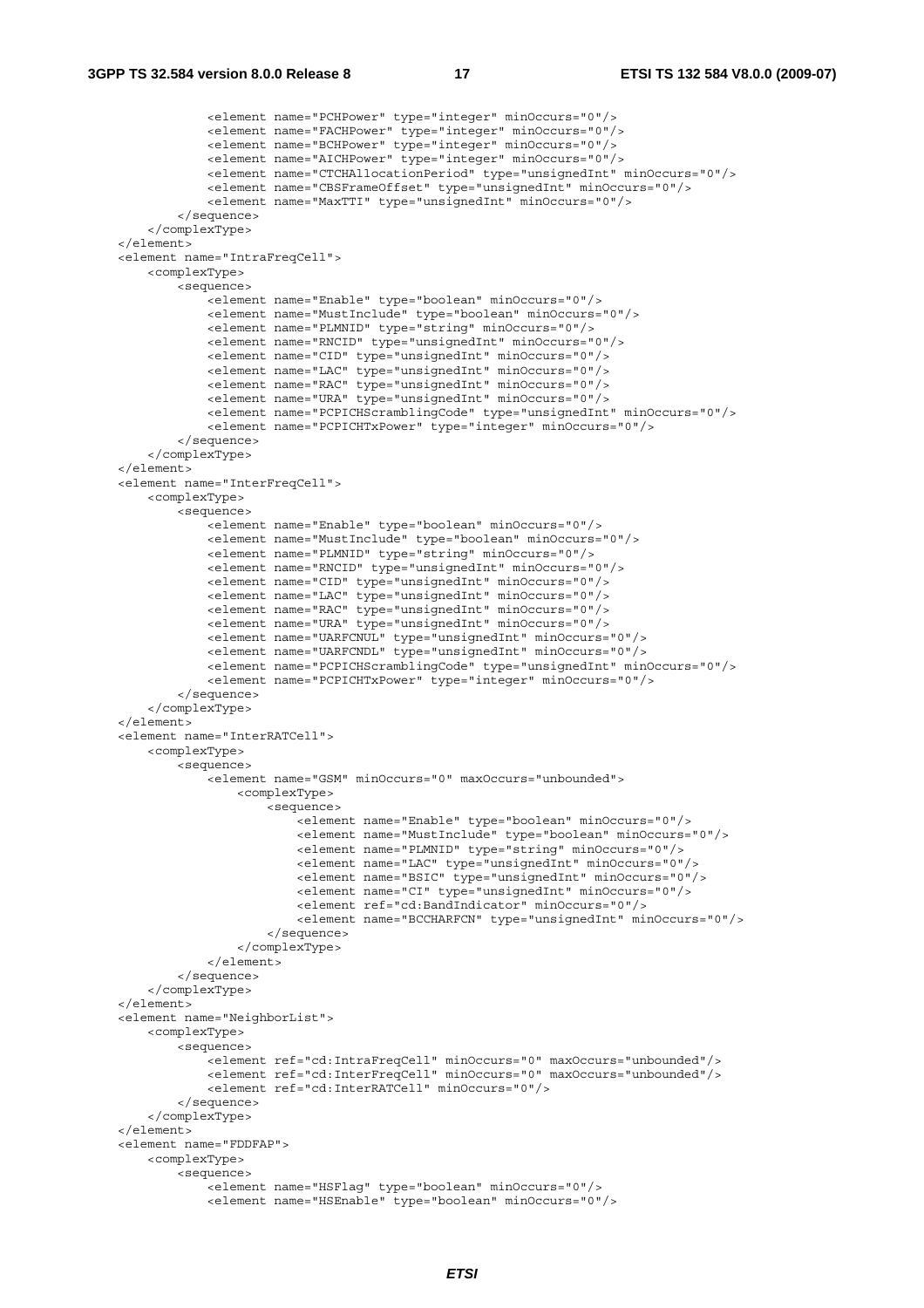```
            <element name="PCHPower" type="integer" minOccurs="0"/>
            <element name="FACHPower" type="integer" minOccurs="0"/>
            <element name="BCHPower" type="integer" minOccurs="0"/>
            <element name="AICHPower" type="integer" minOccurs="0"/>
            <element name="CTCHAllocationPeriod" type="unsignedInt" minOccurs="0"/>
            <element name="CBSFrameOffset" type="unsignedInt" minOccurs="0"/>
            <element name="MaxTTI" type="unsignedInt" minOccurs="0"/>
        </sequence>
    </complexType>
</element>
<element name="IntraFreqCell">
    <complexType>
        <sequence>
            <element name="Enable" type="boolean" minOccurs="0"/>
            <element name="MustInclude" type="boolean" minOccurs="0"/>
            <element name="PLMNID" type="string" minOccurs="0"/>
            <element name="RNCID" type="unsignedInt" minOccurs="0"/>
            <element name="CID" type="unsignedInt" minOccurs="0"/>
            <element name="LAC" type="unsignedInt" minOccurs="0"/>
            <element name="RAC" type="unsignedInt" minOccurs="0"/>
            <element name="URA" type="unsignedInt" minOccurs="0"/>
            <element name="PCPICHScramblingCode" type="unsignedInt" minOccurs="0"/>
            <element name="PCPICHTxPower" type="integer" minOccurs="0"/>
        </sequence>
    </complexType>
</element>
<element name="InterFreqCell">
    <complexType>
        <sequence>
            <element name="Enable" type="boolean" minOccurs="0"/>
            <element name="MustInclude" type="boolean" minOccurs="0"/>
            <element name="PLMNID" type="string" minOccurs="0"/>
            <element name="RNCID" type="unsignedInt" minOccurs="0"/>
            <element name="CID" type="unsignedInt" minOccurs="0"/>
            <element name="LAC" type="unsignedInt" minOccurs="0"/>
            <element name="RAC" type="unsignedInt" minOccurs="0"/>
            <element name="URA" type="unsignedInt" minOccurs="0"/>
            <element name="UARFCNUL" type="unsignedInt" minOccurs="0"/>
            <element name="UARFCNDL" type="unsignedInt" minOccurs="0"/>
            <element name="PCPICHScramblingCode" type="unsignedInt" minOccurs="0"/>
            <element name="PCPICHTxPower" type="integer" minOccurs="0"/>
        </sequence>
    </complexType>
</element>
<element name="InterRATCell">
    <complexType>
        <sequence>
            <element name="GSM" minOccurs="0" maxOccurs="unbounded">
                <complexType>
                    <sequence>
                        <element name="Enable" type="boolean" minOccurs="0"/>
                        <element name="MustInclude" type="boolean" minOccurs="0"/>
                        <element name="PLMNID" type="string" minOccurs="0"/>
                        <element name="LAC" type="unsignedInt" minOccurs="0"/>
                        <element name="BSIC" type="unsignedInt" minOccurs="0"/>
                        <element name="CI" type="unsignedInt" minOccurs="0"/>
                        <element ref="cd:BandIndicator" minOccurs="0"/>
                        <element name="BCCHARFCN" type="unsignedInt" minOccurs="0"/>
                    </sequence>
                </complexType>
            </element>
        </sequence>
    </complexType>
</element>
<element name="NeighborList">
    <complexType>
        <sequence>
            <element ref="cd:IntraFreqCell" minOccurs="0" maxOccurs="unbounded"/>
            <element ref="cd:InterFreqCell" minOccurs="0" maxOccurs="unbounded"/>
            <element ref="cd:InterRATCell" minOccurs="0"/>
        </sequence>
    </complexType>
</element>
<element name="FDDFAP">
    <complexType>
        <sequence>
            <element name="HSFlag" type="boolean" minOccurs="0"/>
            <element name="HSEnable" type="boolean" minOccurs="0"/>
```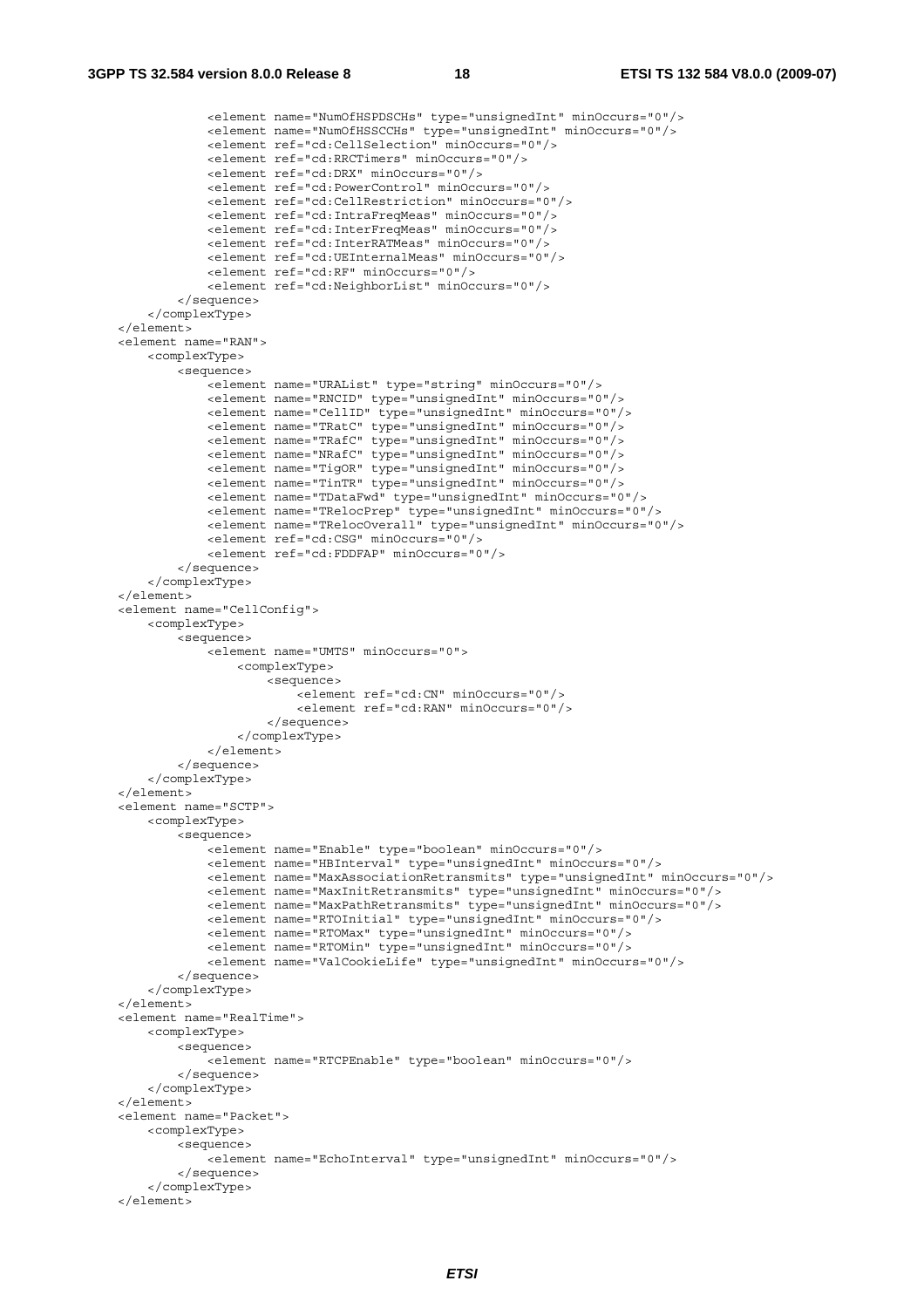```
            <element name="NumOfHSPDSCHs" type="unsignedInt" minOccurs="0"/>
            <element name="NumOfHSSCCHs" type="unsignedInt" minOccurs="0"/>
            <element ref="cd:CellSelection" minOccurs="0"/>
            <element ref="cd:RRCTimers" minOccurs="0"/>
            <element ref="cd:DRX" minOccurs="0"/>
            <element ref="cd:PowerControl" minOccurs="0"/>
            <element ref="cd:CellRestriction" minOccurs="0"/>
            <element ref="cd:IntraFreqMeas" minOccurs="0"/>
            <element ref="cd:InterFreqMeas" minOccurs="0"/>
            <element ref="cd:InterRATMeas" minOccurs="0"/>
            <element ref="cd:UEInternalMeas" minOccurs="0"/>
            <element ref="cd:RF" minOccurs="0"/>
            <element ref="cd:NeighborList" minOccurs="0"/>
        </sequence>
    </complexType>
</element>
<element name="RAN">
    <complexType>
        <sequence>
            <element name="URAList" type="string" minOccurs="0"/>
            <element name="RNCID" type="unsignedInt" minOccurs="0"/>
            <element name="CellID" type="unsignedInt" minOccurs="0"/>
            <element name="TRatC" type="unsignedInt" minOccurs="0"/>
            <element name="TRafC" type="unsignedInt" minOccurs="0"/>
            <element name="NRafC" type="unsignedInt" minOccurs="0"/>
            <element name="TigOR" type="unsignedInt" minOccurs="0"/>
            <element name="TinTR" type="unsignedInt" minOccurs="0"/>
            <element name="TDataFwd" type="unsignedInt" minOccurs="0"/>
            <element name="TRelocPrep" type="unsignedInt" minOccurs="0"/>
            <element name="TRelocOverall" type="unsignedInt" minOccurs="0"/>
            <element ref="cd:CSG" minOccurs="0"/>
            <element ref="cd:FDDFAP" minOccurs="0"/>
        </sequence>
    </complexType>
</element>
<element name="CellConfig">
    <complexType>
        <sequence>
            <element name="UMTS" minOccurs="0">
                <complexType>
                    <sequence>
                        <element ref="cd:CN" minOccurs="0"/>
                        <element ref="cd:RAN" minOccurs="0"/>
                    </sequence>
                </complexType>
            </element>
        </sequence>
    </complexType>
</element>
<element name="SCTP">
    <complexType>
        <sequence>
            <element name="Enable" type="boolean" minOccurs="0"/>
            <element name="HBInterval" type="unsignedInt" minOccurs="0"/>
            <element name="MaxAssociationRetransmits" type="unsignedInt" minOccurs="0"/>
            <element name="MaxInitRetransmits" type="unsignedInt" minOccurs="0"/>
            <element name="MaxPathRetransmits" type="unsignedInt" minOccurs="0"/>
            <element name="RTOInitial" type="unsignedInt" minOccurs="0"/>
            <element name="RTOMax" type="unsignedInt" minOccurs="0"/>
            <element name="RTOMin" type="unsignedInt" minOccurs="0"/>
            <element name="ValCookieLife" type="unsignedInt" minOccurs="0"/>
        </sequence>
    </complexType>
</element>
<element name="RealTime">
    <complexType>
        <sequence>
            <element name="RTCPEnable" type="boolean" minOccurs="0"/>
        </sequence>
    </complexType>
</element>
<element name="Packet">
    <complexType>
        <sequence>
            <element name="EchoInterval" type="unsignedInt" minOccurs="0"/>
        </sequence>
    </complexType>
</element>
```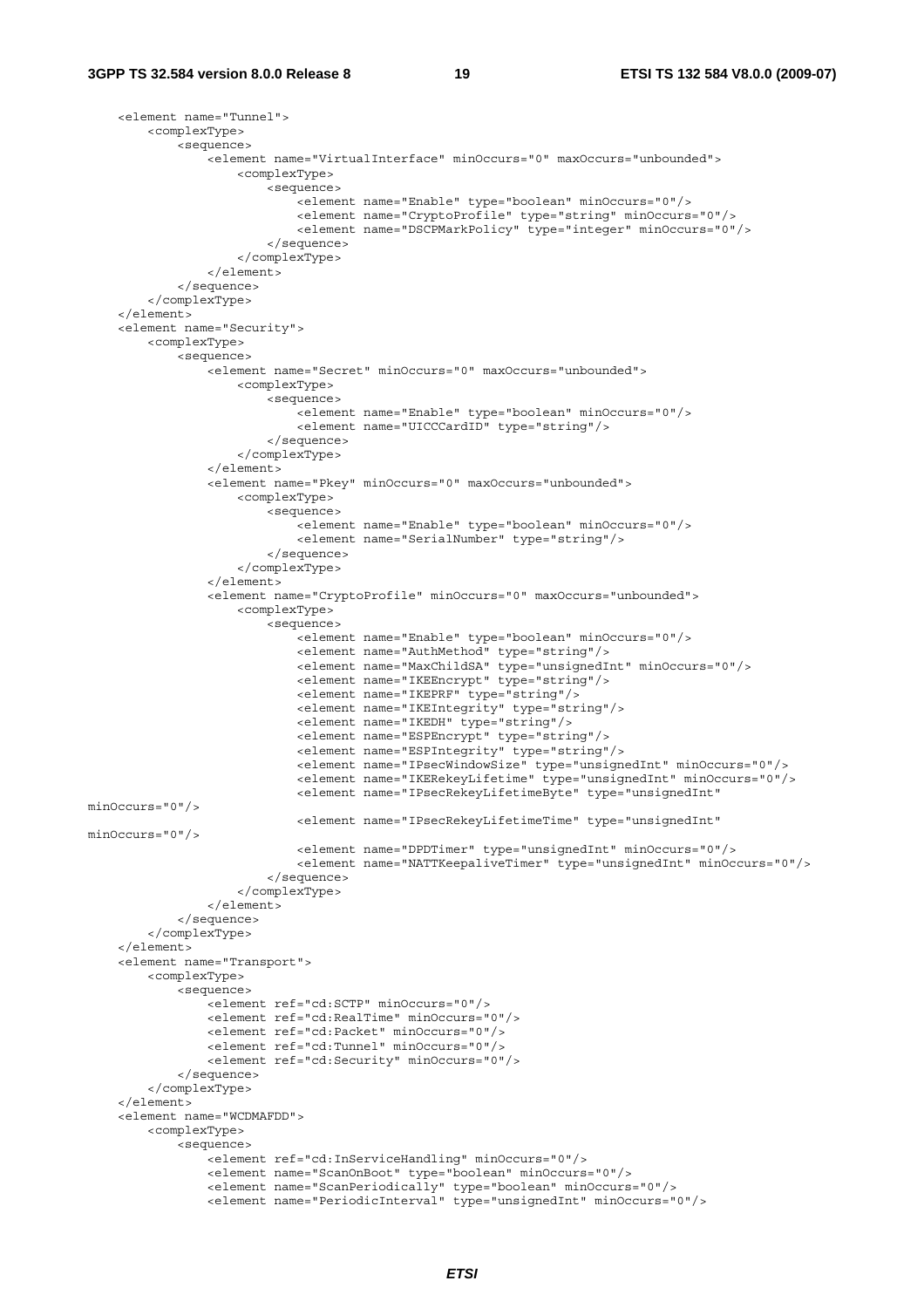```
    <element name="Tunnel">
        <complexType>
            <sequence>
                <element name="VirtualInterface" minOccurs="0" maxOccurs="unbounded">
                    <complexType>
                        <sequence>
                            <element name="Enable" type="boolean" minOccurs="0"/>
                            <element name="CryptoProfile" type="string" minOccurs="0"/>
                            <element name="DSCPMarkPolicy" type="integer" minOccurs="0"/>
                        </sequence>
                    </complexType>
                </element>
            </sequence>
        </complexType>
    </element>
    <element name="Security">
        <complexType>
            <sequence>
                <element name="Secret" minOccurs="0" maxOccurs="unbounded">
                    <complexType>
                        <sequence>
                            <element name="Enable" type="boolean" minOccurs="0"/>
                            <element name="UICCCardID" type="string"/>
                        </sequence>
                    </complexType>
                </element>
                <element name="Pkey" minOccurs="0" maxOccurs="unbounded">
                    <complexType>
                        <sequence>
                            <element name="Enable" type="boolean" minOccurs="0"/>
                            <element name="SerialNumber" type="string"/>
                        </sequence>
                    </complexType>
                </element>
                <element name="CryptoProfile" minOccurs="0" maxOccurs="unbounded">
                    <complexType>
                        <sequence>
                            <element name="Enable" type="boolean" minOccurs="0"/>
                            <element name="AuthMethod" type="string"/>
                            <element name="MaxChildSA" type="unsignedInt" minOccurs="0"/>
                            <element name="IKEEncrypt" type="string"/>
                            <element name="IKEPRF" type="string"/>
                            <element name="IKEIntegrity" type="string"/>
                            <element name="IKEDH" type="string"/>
                            <element name="ESPEncrypt" type="string"/>
                            <element name="ESPIntegrity" type="string"/>
                            <element name="IPsecWindowSize" type="unsignedInt" minOccurs="0"/>
                            <element name="IKERekeyLifetime" type="unsignedInt" minOccurs="0"/>
                            <element name="IPsecRekeyLifetimeByte" type="unsignedInt"
minOccurs="0"/>
                            <element name="IPsecRekeyLifetimeTime" type="unsignedInt"
minOccurs="0"/>
                            <element name="DPDTimer" type="unsignedInt" minOccurs="0"/>
                            <element name="NATTKeepaliveTimer" type="unsignedInt" minOccurs="0"/>
                        </sequence>
                    </complexType>
                </element>
            </sequence>
        </complexType>
    </element>
    <element name="Transport">
        <complexType>
            <sequence>
                <element ref="cd:SCTP" minOccurs="0"/>
                <element ref="cd:RealTime" minOccurs="0"/>
                <element ref="cd:Packet" minOccurs="0"/>
                <element ref="cd:Tunnel" minOccurs="0"/>
                <element ref="cd:Security" minOccurs="0"/>
            </sequence>
        </complexType>
    </element>
    <element name="WCDMAFDD">
        <complexType>
            <sequence>
                <element ref="cd:InServiceHandling" minOccurs="0"/>
                <element name="ScanOnBoot" type="boolean" minOccurs="0"/>
                <element name="ScanPeriodically" type="boolean" minOccurs="0"/>
                <element name="PeriodicInterval" type="unsignedInt" minOccurs="0"/>
```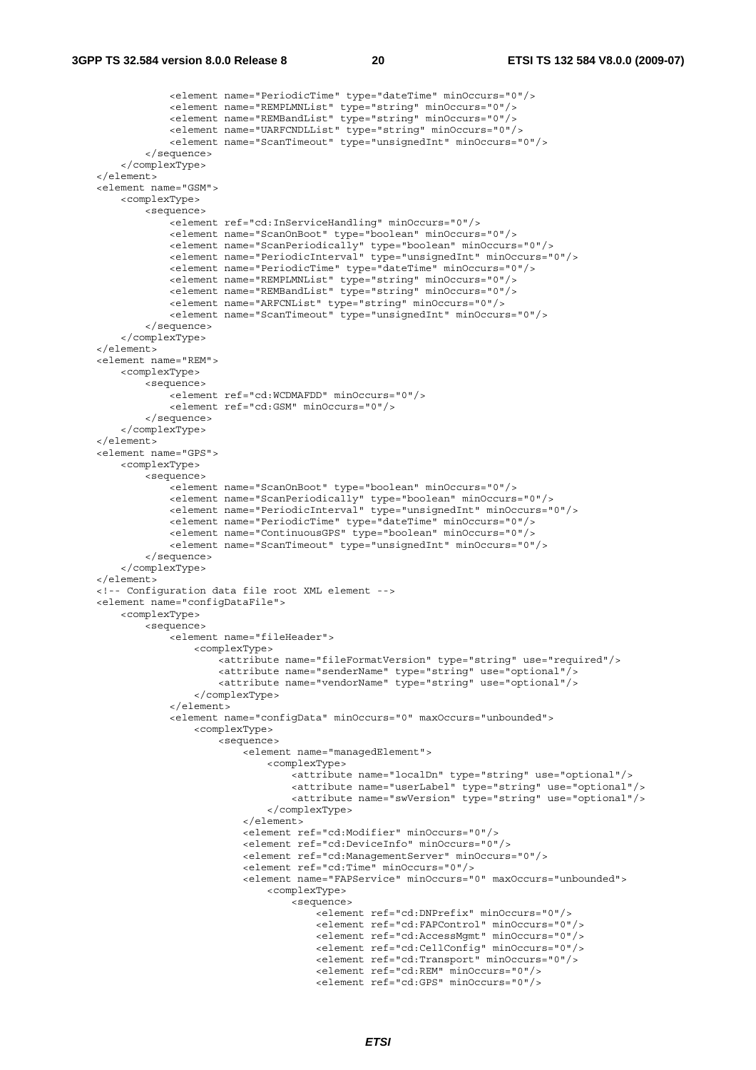```
            <element name="PeriodicTime" type="dateTime" minOccurs="0"/>
            <element name="REMPLMNList" type="string" minOccurs="0"/>
            <element name="REMBandList" type="string" minOccurs="0"/>
            <element name="UARFCNDLList" type="string" minOccurs="0"/>
            <element name="ScanTimeout" type="unsignedInt" minOccurs="0"/>
        </sequence>
    </complexType>
</element>
<element name="GSM">
    <complexType>
        <sequence>
            <element ref="cd:InServiceHandling" minOccurs="0"/>
            <element name="ScanOnBoot" type="boolean" minOccurs="0"/>
            <element name="ScanPeriodically" type="boolean" minOccurs="0"/>
            <element name="PeriodicInterval" type="unsignedInt" minOccurs="0"/>
            <element name="PeriodicTime" type="dateTime" minOccurs="0"/>
            <element name="REMPLMNList" type="string" minOccurs="0"/>
            <element name="REMBandList" type="string" minOccurs="0"/>
            <element name="ARFCNList" type="string" minOccurs="0"/>
            <element name="ScanTimeout" type="unsignedInt" minOccurs="0"/>
        </sequence>
    </complexType>
</element>
<element name="REM">
    <complexType>
        <sequence>
            <element ref="cd:WCDMAFDD" minOccurs="0"/>
            <element ref="cd:GSM" minOccurs="0"/>
        </sequence>
    </complexType>
</element>
<element name="GPS">
    <complexType>
        <sequence>
            <element name="ScanOnBoot" type="boolean" minOccurs="0"/>
            <element name="ScanPeriodically" type="boolean" minOccurs="0"/>
            <element name="PeriodicInterval" type="unsignedInt" minOccurs="0"/>
            <element name="PeriodicTime" type="dateTime" minOccurs="0"/>
            <element name="ContinuousGPS" type="boolean" minOccurs="0"/>
            <element name="ScanTimeout" type="unsignedInt" minOccurs="0"/>
        </sequence>
    </complexType>
</element>
<!-- Configuration data file root XML element -->
<element name="configDataFile">
    <complexType>
        <sequence>
            <element name="fileHeader">
                <complexType>
                    <attribute name="fileFormatVersion" type="string" use="required"/>
                    <attribute name="senderName" type="string" use="optional"/>
                    <attribute name="vendorName" type="string" use="optional"/>
                </complexType>
            </element>
            <element name="configData" minOccurs="0" maxOccurs="unbounded">
                <complexType>
                    <sequence>
                        <element name="managedElement">
                            <complexType>
                                <attribute name="localDn" type="string" use="optional"/>
                                <attribute name="userLabel" type="string" use="optional"/>
                                <attribute name="swVersion" type="string" use="optional"/>
                            </complexType>
                        </element>
                        <element ref="cd:Modifier" minOccurs="0"/>
                        <element ref="cd:DeviceInfo" minOccurs="0"/>
                        <element ref="cd:ManagementServer" minOccurs="0"/>
                        <element ref="cd:Time" minOccurs="0"/>
                        <element name="FAPService" minOccurs="0" maxOccurs="unbounded">
                            <complexType>
                                <sequence>
                                    <element ref="cd:DNPrefix" minOccurs="0"/>
                                    <element ref="cd:FAPControl" minOccurs="0"/>
                                    <element ref="cd:AccessMgmt" minOccurs="0"/>
                                    <element ref="cd:CellConfig" minOccurs="0"/>
                                    <element ref="cd:Transport" minOccurs="0"/>
                                    <element ref="cd:REM" minOccurs="0"/>
                                    <element ref="cd:GPS" minOccurs="0"/>
```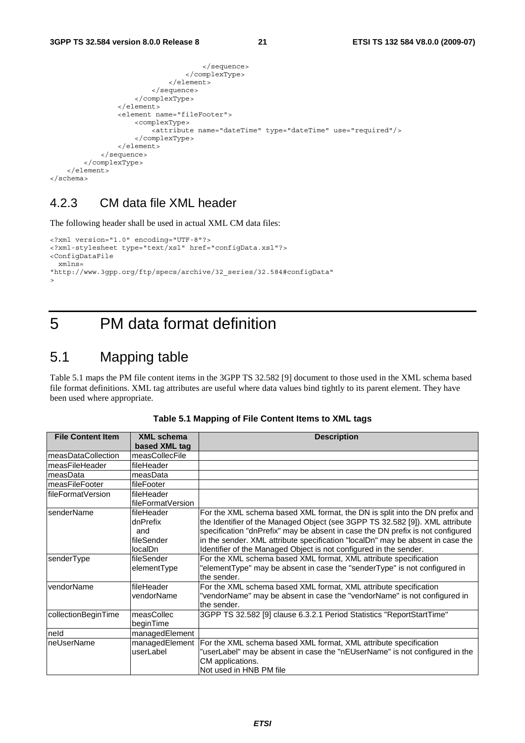```
                                    </sequence>
                                </complexType>
                            </element>
                        </sequence>
                    </complexType>
                </element>
                <element name="fileFooter">
                    <complexType>
                        <attribute name="dateTime" type="dateTime" use="required"/>
                    </complexType>
                </element>
            </sequence>
        </complexType>
    </element>
</schema>
```

### 4.2.3 CM data file XML header

The following header shall be used in actual XML CM data files:

```
<?xml version="1.0" encoding="UTF-8"?>
<?xml-stylesheet type="text/xsl" href="configData.xsl"?>
<ConfigDataFile
  xmlns=
"http://www.3gpp.org/ftp/specs/archive/32_series/32.584#configData"
>
```

# 5 PM data format definition

## 5.1 Mapping table

Table 5.1 maps the PM file content items in the 3GPP TS 32.582 [9] document to those used in the XML schema based file format definitions. XML tag attributes are useful where data values bind tightly to its parent element. They have been used where appropriate.

**Table 5.1 Mapping of File Content Items to XML tags**

| File Content Item | XML schema based XML tag | Description |
|---|---|---|
| measDataCollection | measCollecFile | |
| measFileHeader | fileHeader | |
| measData | measData | |
| measFileFooter | fileFooter | |
| fileFormatVersion | fileHeader fileFormatVersion | |
| senderName | fileHeader dnPrefix and fileSender localDn | For the XML schema based XML format, the DN is split into the DN prefix and the Identifier of the Managed Object (see 3GPP TS 32.582 [9]). XML attribute specification "dnPrefix" may be absent in case the DN prefix is not configured in the sender. XML attribute specification "localDn" may be absent in case the Identifier of the Managed Object is not configured in the sender. |
| senderType | fileSender elementType | For the XML schema based XML format, XML attribute specification "elementType" may be absent in case the "senderType" is not configured in the sender. |
| vendorName | fileHeader vendorName | For the XML schema based XML format, XML attribute specification "vendorName" may be absent in case the "vendorName" is not configured in the sender. |
| collectionBeginTime | measCollec beginTime | 3GPP TS 32.582 [9] clause 6.3.2.1 Period Statistics "ReportStartTime" |
| neId | managedElement | |
| neUserName | managedElement userLabel | For the XML schema based XML format, XML attribute specification "userLabel" may be absent in case the "nEUserName" is not configured in the CM applications. Not used in HNB PM file |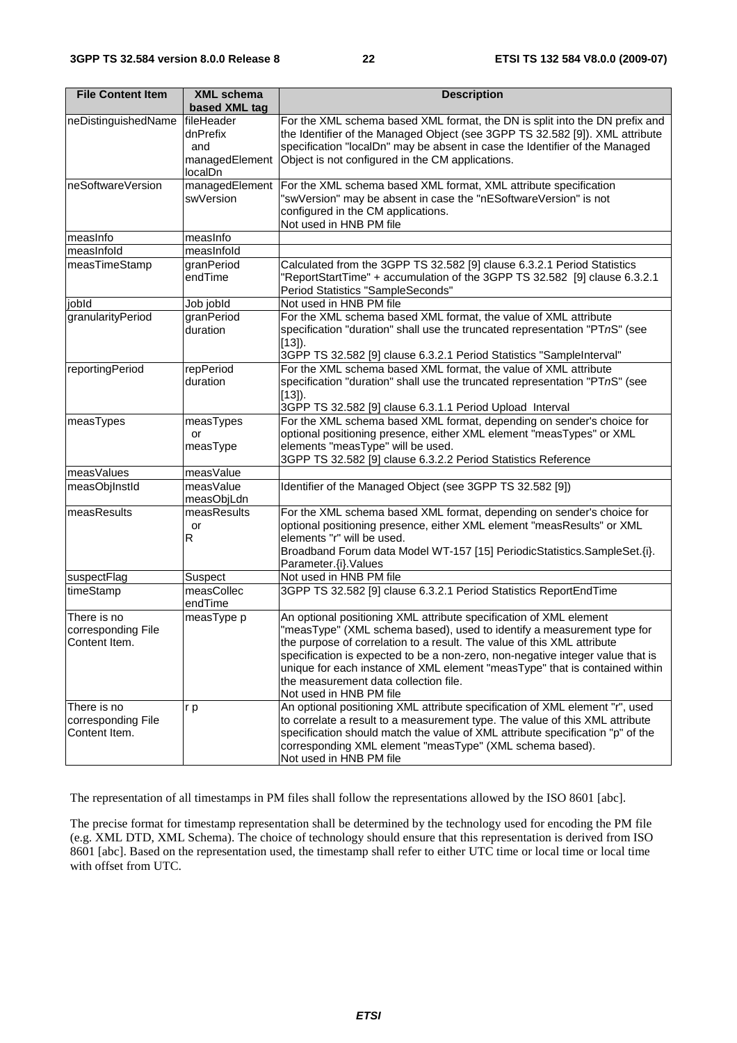| File Content Item | XML schema based XML tag | Description |
|---|---|---|
| neDistinguishedName | fileHeader dnPrefix and managedElement localDn | For the XML schema based XML format, the DN is split into the DN prefix and the Identifier of the Managed Object (see 3GPP TS 32.582 [9]). XML attribute specification "localDn" may be absent in case the Identifier of the Managed Object is not configured in the CM applications. |
| neSoftwareVersion | managedElement swVersion | For the XML schema based XML format, XML attribute specification "swVersion" may be absent in case the "nESoftwareVersion" is not configured in the CM applications. Not used in HNB PM file |
| measInfo | measInfo | |
| measInfoId | measInfoId | |
| measTimeStamp | granPeriod endTime | Calculated from the 3GPP TS 32.582 [9] clause 6.3.2.1 Period Statistics "ReportStartTime" + accumulation of the 3GPP TS 32.582 [9] clause 6.3.2.1 Period Statistics "SampleSeconds" |
| jobId | Job jobId | Not used in HNB PM file |
| granularityPeriod | granPeriod duration | For the XML schema based XML format, the value of XML attribute specification "duration" shall use the truncated representation "PT*n*S" (see [13]). 3GPP TS 32.582 [9] clause 6.3.2.1 Period Statistics "SampleInterval" |
| reportingPeriod | repPeriod duration | For the XML schema based XML format, the value of XML attribute specification "duration" shall use the truncated representation "PT*n*S" (see [13]). 3GPP TS 32.582 [9] clause 6.3.1.1 Period Upload Interval |
| measTypes | measTypes or measType | For the XML schema based XML format, depending on sender's choice for optional positioning presence, either XML element "measTypes" or XML elements "measType" will be used. 3GPP TS 32.582 [9] clause 6.3.2.2 Period Statistics Reference |
| measValues | measValue | |
| measObjInstId | measValue measObjLdn | Identifier of the Managed Object (see 3GPP TS 32.582 [9]) |
| measResults | measResults or R | For the XML schema based XML format, depending on sender's choice for optional positioning presence, either XML element "measResults" or XML elements "r" will be used. Broadband Forum data Model WT-157 [15] PeriodicStatistics.SampleSet.{i}. Parameter.{i}.Values |
| suspectFlag | Suspect | Not used in HNB PM file |
| timeStamp | measCollec endTime | 3GPP TS 32.582 [9] clause 6.3.2.1 Period Statistics ReportEndTime |
| There is no corresponding File Content Item. | measType p | An optional positioning XML attribute specification of XML element "measType" (XML schema based), used to identify a measurement type for the purpose of correlation to a result. The value of this XML attribute specification is expected to be a non-zero, non-negative integer value that is unique for each instance of XML element "measType" that is contained within the measurement data collection file. Not used in HNB PM file |
| There is no corresponding File Content Item. | r p | An optional positioning XML attribute specification of XML element "r", used to correlate a result to a measurement type. The value of this XML attribute specification should match the value of XML attribute specification "p" of the corresponding XML element "measType" (XML schema based). Not used in HNB PM file |

The representation of all timestamps in PM files shall follow the representations allowed by the ISO 8601 [abc].

The precise format for timestamp representation shall be determined by the technology used for encoding the PM file (e.g. XML DTD, XML Schema). The choice of technology should ensure that this representation is derived from ISO 8601 [abc]. Based on the representation used, the timestamp shall refer to either UTC time or local time or local time with offset from UTC.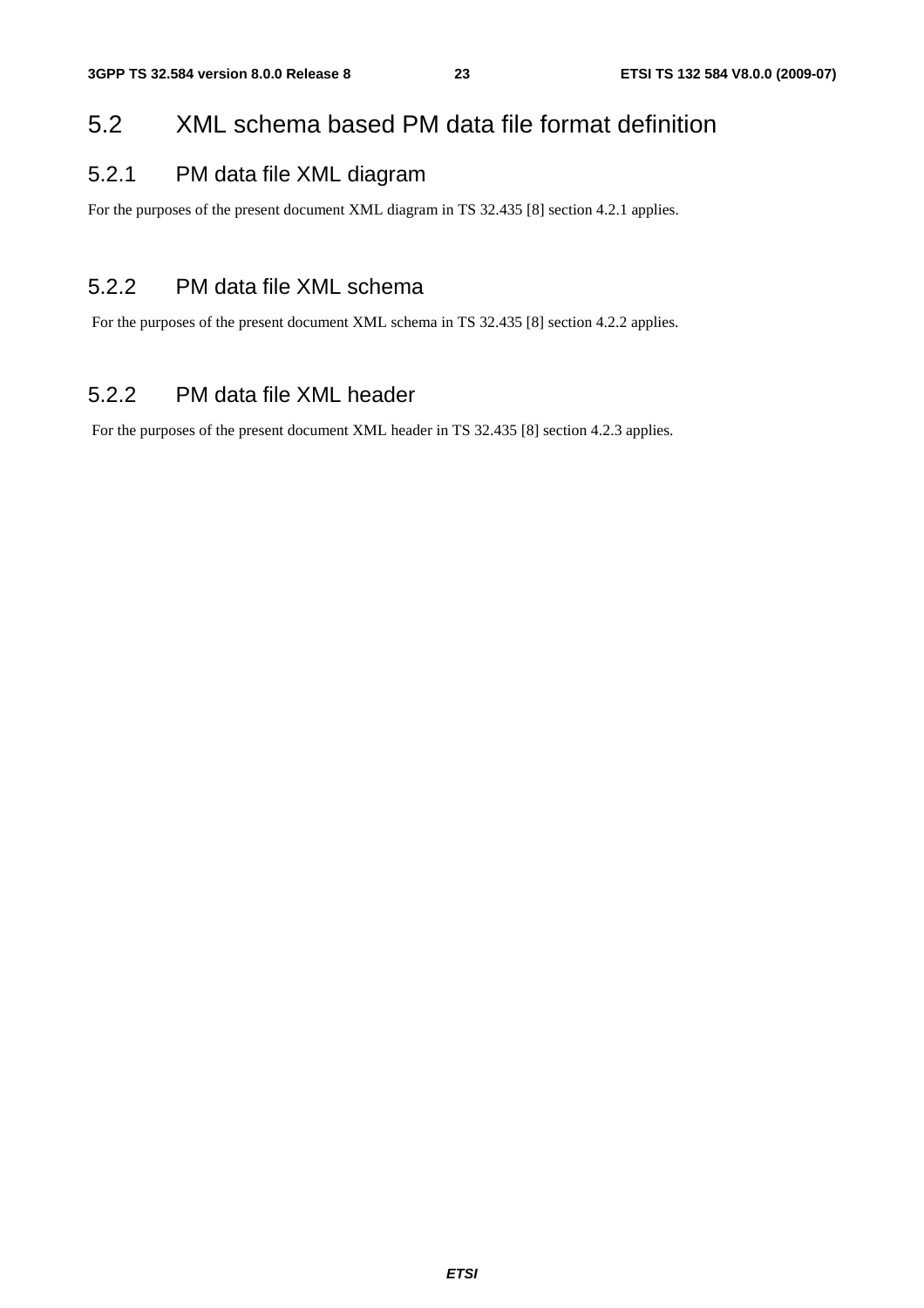## 5.2 XML schema based PM data file format definition

### 5.2.1 PM data file XML diagram

For the purposes of the present document XML diagram in TS 32.435 [8] section 4.2.1 applies.

### 5.2.2 PM data file XML schema

For the purposes of the present document XML schema in TS 32.435 [8] section 4.2.2 applies.

### 5.2.2 PM data file XML header

For the purposes of the present document XML header in TS 32.435 [8] section 4.2.3 applies.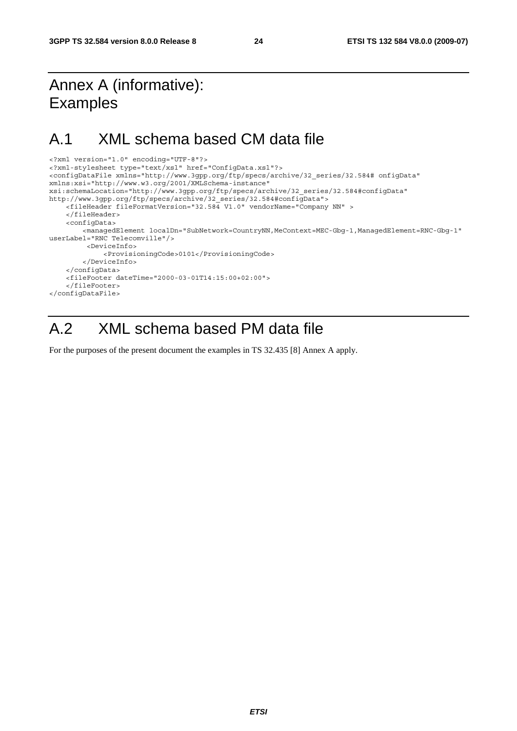# Annex A (informative): Examples

# A.1 XML schema based CM data file

```
<?xml version="1.0" encoding="UTF-8"?>
<?xml-stylesheet type="text/xsl" href="ConfigData.xsl"?>
<configDataFile xmlns="http://www.3gpp.org/ftp/specs/archive/32_series/32.584# onfigData"
xmlns:xsi="http://www.w3.org/2001/XMLSchema-instance"
xsi:schemaLocation="http://www.3gpp.org/ftp/specs/archive/32_series/32.584#configData"
http://www.3gpp.org/ftp/specs/archive/32_series/32.584#configData">
    <fileHeader fileFormatVersion="32.584 V1.0" vendorName="Company NN" >
    </fileHeader>
    <configData>
        <managedElement localDn="SubNetwork=CountryNN,MeContext=MEC-Gbg-1,ManagedElement=RNC-Gbg-1"
userLabel="RNC Telecomville"/>
         <DeviceInfo>
             <ProvisioningCode>0101</ProvisioningCode>
        </DeviceInfo>
    </configData>
    <fileFooter dateTime="2000-03-01T14:15:00+02:00">
    </fileFooter>
</configDataFile>
```

# A.2 XML schema based PM data file

For the purposes of the present document the examples in TS 32.435 [8] Annex A apply.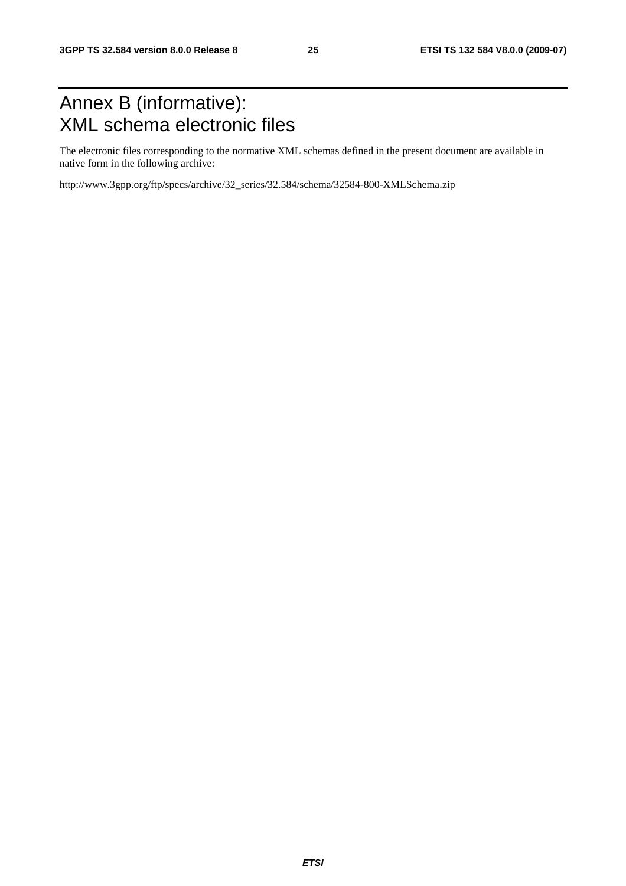# Annex B (informative): XML schema electronic files

The electronic files corresponding to the normative XML schemas defined in the present document are available in native form in the following archive:

http://www.3gpp.org/ftp/specs/archive/32_series/32.584/schema/32584-800-XMLSchema.zip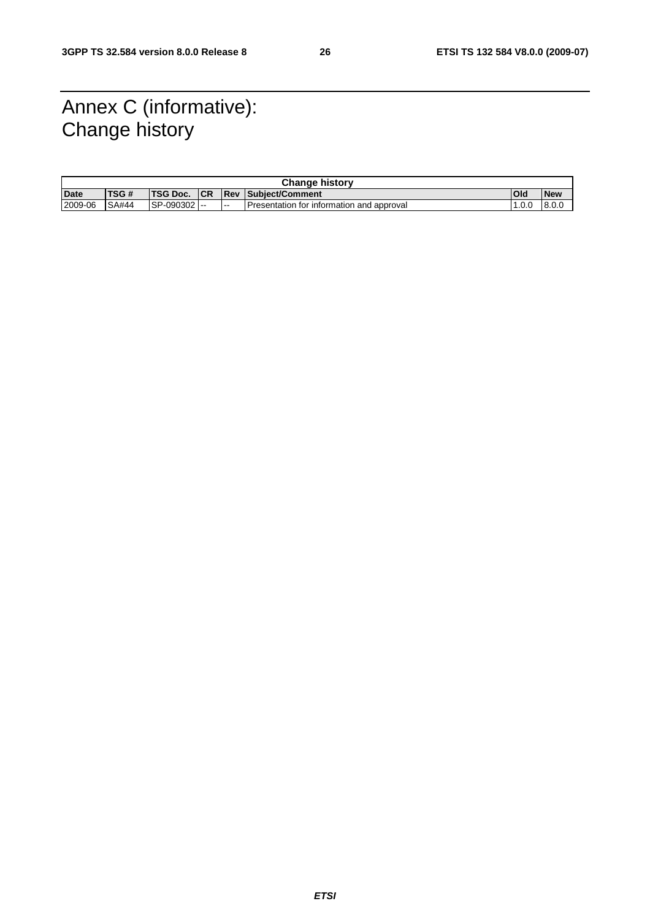# Annex C (informative): Change history

| Change history | | | | | | | |
|---|---|---|---|---|---|---|---|
| **Date** | **TSG #** | **TSG Doc.** | **CR** | **Rev** | **Subject/Comment** | **Old** | **New** |
| 2009-06 | SA#44 | SP-090302 | -- | -- | Presentation for information and approval | 1.0.0 | 8.0.0 |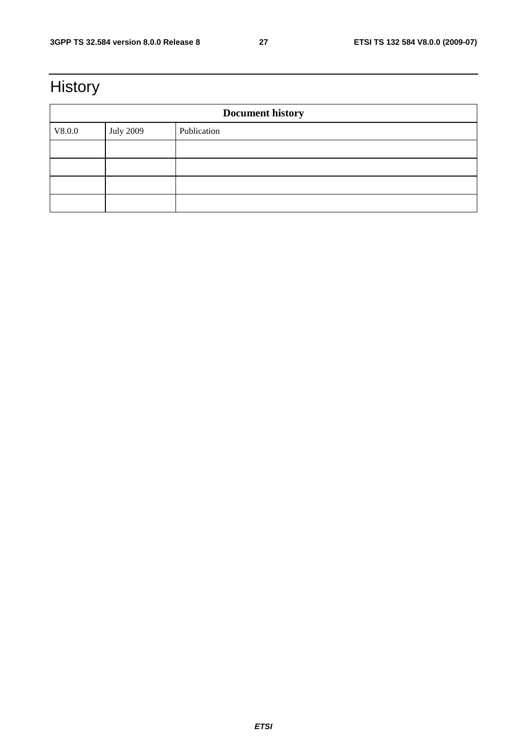# History

| Document history | | |
| --- | --- | --- |
| V8.0.0 | July 2009 | Publication |
| | | |
| | | |
| | | |
| | | |